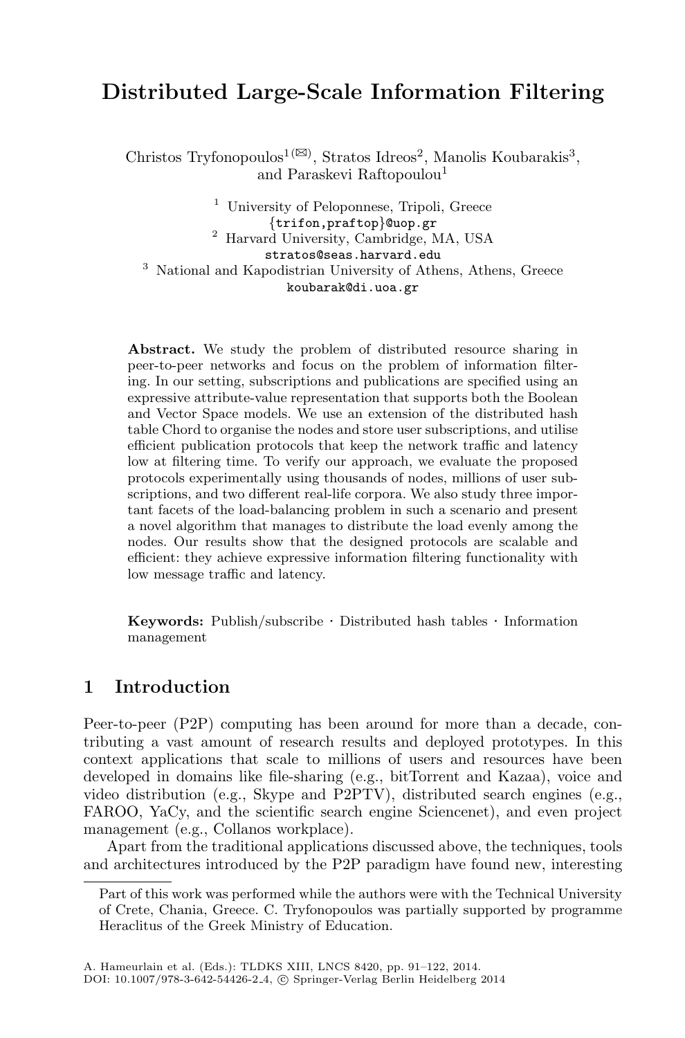# Distributed Large-Scale Information Filtering

Christos Tryfonopoulos[1(✉)], Stratos Idreos[2], Manolis Koubarakis[3], and Paraskevi Raftopoulou[1]

[1] University of Peloponnese, Tripoli, Greece
{trifon,praftop}@uop.gr

[2] Harvard University, Cambridge, MA, USA
stratos@seas.harvard.edu

[3] National and Kapodistrian University of Athens, Athens, Greece
koubarak@di.uoa.gr

**Abstract.** We study the problem of distributed resource sharing in peer-to-peer networks and focus on the problem of information filtering. In our setting, subscriptions and publications are specified using an expressive attribute-value representation that supports both the Boolean and Vector Space models. We use an extension of the distributed hash table Chord to organise the nodes and store user subscriptions, and utilise efficient publication protocols that keep the network traffic and latency low at filtering time. To verify our approach, we evaluate the proposed protocols experimentally using thousands of nodes, millions of user subscriptions, and two different real-life corpora. We also study three important facets of the load-balancing problem in such a scenario and present a novel algorithm that manages to distribute the load evenly among the nodes. Our results show that the designed protocols are scalable and efficient: they achieve expressive information filtering functionality with low message traffic and latency.

**Keywords:** Publish/subscribe · Distributed hash tables · Information management

## 1 Introduction

Peer-to-peer (P2P) computing has been around for more than a decade, contributing a vast amount of research results and deployed prototypes. In this context applications that scale to millions of users and resources have been developed in domains like file-sharing (e.g., bitTorrent and Kazaa), voice and video distribution (e.g., Skype and P2PTV), distributed search engines (e.g., FAROO, YaCy, and the scientific search engine Sciencenet), and even project management (e.g., Collanos workplace).

Apart from the traditional applications discussed above, the techniques, tools and architectures introduced by the P2P paradigm have found new, interesting

Part of this work was performed while the authors were with the Technical University of Crete, Chania, Greece. C. Tryfonopoulos was partially supported by programme Heraclitus of the Greek Ministry of Education.

A. Hameurlain et al. (Eds.): TLDKS XIII, LNCS 8420, pp. 91–122, 2014.
DOI: 10.1007/978-3-642-54426-2_4, © Springer-Verlag Berlin Heidelberg 2014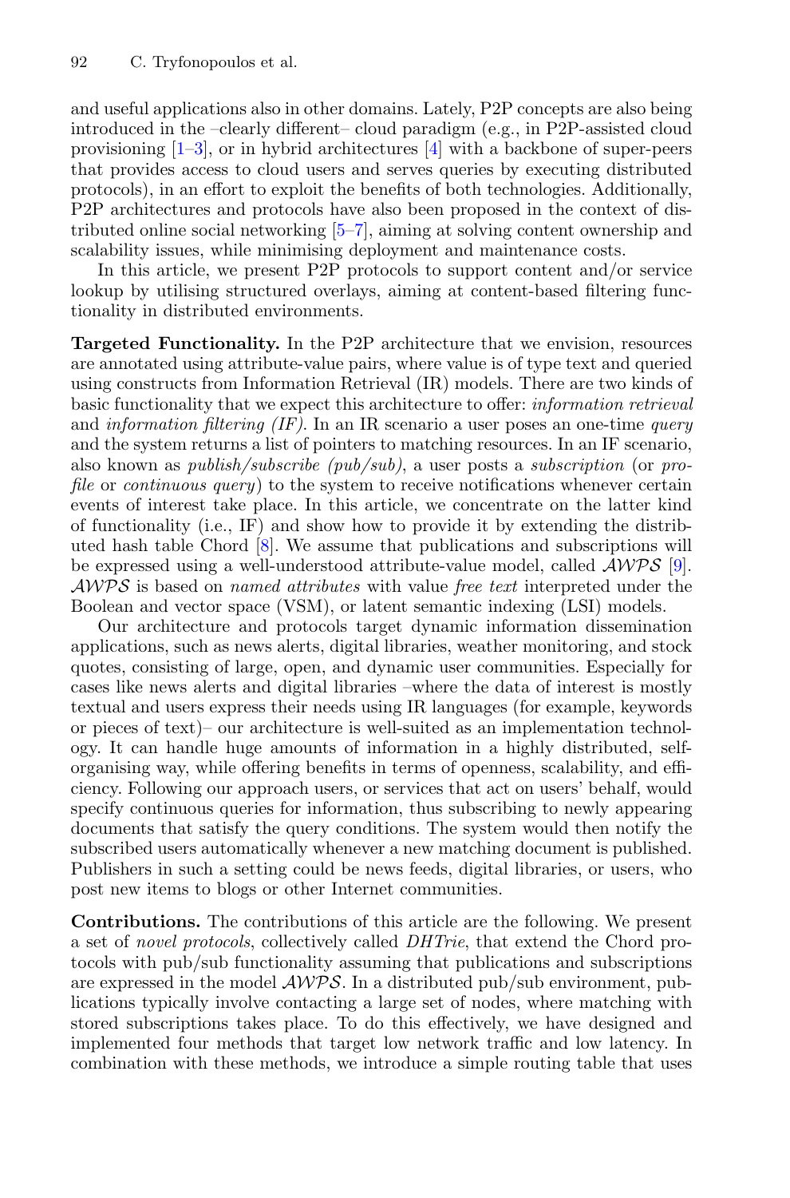and useful applications also in other domains. Lately, P2P concepts are also being introduced in the –clearly different– cloud paradigm (e.g., in P2P-assisted cloud provisioning [1–3], or in hybrid architectures [4] with a backbone of super-peers that provides access to cloud users and serves queries by executing distributed protocols), in an effort to exploit the benefits of both technologies. Additionally, P2P architectures and protocols have also been proposed in the context of distributed online social networking [5–7], aiming at solving content ownership and scalability issues, while minimising deployment and maintenance costs.

In this article, we present P2P protocols to support content and/or service lookup by utilising structured overlays, aiming at content-based filtering functionality in distributed environments.

**Targeted Functionality.** In the P2P architecture that we envision, resources are annotated using attribute-value pairs, where value is of type text and queried using constructs from Information Retrieval (IR) models. There are two kinds of basic functionality that we expect this architecture to offer: *information retrieval* and *information filtering (IF)*. In an IR scenario a user poses an one-time *query* and the system returns a list of pointers to matching resources. In an IF scenario, also known as *publish/subscribe (pub/sub)*, a user posts a *subscription* (or *profile* or *continuous query*) to the system to receive notifications whenever certain events of interest take place. In this article, we concentrate on the latter kind of functionality (i.e., IF) and show how to provide it by extending the distributed hash table Chord [8]. We assume that publications and subscriptions will be expressed using a well-understood attribute-value model, called $\mathcal{AWPS}$ [9]. $\mathcal{AWPS}$ is based on *named attributes* with value *free text* interpreted under the Boolean and vector space (VSM), or latent semantic indexing (LSI) models.

Our architecture and protocols target dynamic information dissemination applications, such as news alerts, digital libraries, weather monitoring, and stock quotes, consisting of large, open, and dynamic user communities. Especially for cases like news alerts and digital libraries –where the data of interest is mostly textual and users express their needs using IR languages (for example, keywords or pieces of text)– our architecture is well-suited as an implementation technology. It can handle huge amounts of information in a highly distributed, self-organising way, while offering benefits in terms of openness, scalability, and efficiency. Following our approach users, or services that act on users' behalf, would specify continuous queries for information, thus subscribing to newly appearing documents that satisfy the query conditions. The system would then notify the subscribed users automatically whenever a new matching document is published. Publishers in such a setting could be news feeds, digital libraries, or users, who post new items to blogs or other Internet communities.

**Contributions.** The contributions of this article are the following. We present a set of *novel protocols*, collectively called *DHTrie*, that extend the Chord protocols with pub/sub functionality assuming that publications and subscriptions are expressed in the model $\mathcal{AWPS}$. In a distributed pub/sub environment, publications typically involve contacting a large set of nodes, where matching with stored subscriptions takes place. To do this effectively, we have designed and implemented four methods that target low network traffic and low latency. In combination with these methods, we introduce a simple routing table that uses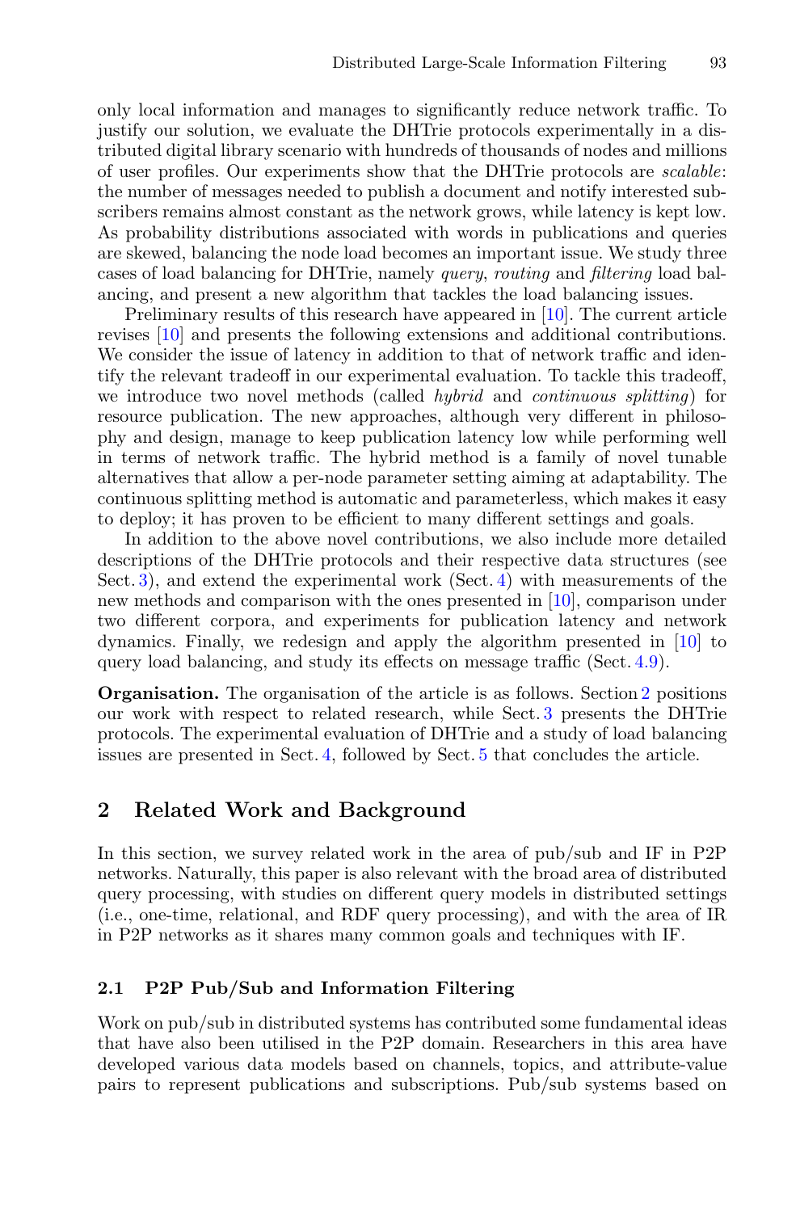only local information and manages to significantly reduce network traffic. To justify our solution, we evaluate the DHTrie protocols experimentally in a distributed digital library scenario with hundreds of thousands of nodes and millions of user profiles. Our experiments show that the DHTrie protocols are *scalable*: the number of messages needed to publish a document and notify interested subscribers remains almost constant as the network grows, while latency is kept low. As probability distributions associated with words in publications and queries are skewed, balancing the node load becomes an important issue. We study three cases of load balancing for DHTrie, namely *query*, *routing* and *filtering* load balancing, and present a new algorithm that tackles the load balancing issues.

Preliminary results of this research have appeared in [10]. The current article revises [10] and presents the following extensions and additional contributions. We consider the issue of latency in addition to that of network traffic and identify the relevant tradeoff in our experimental evaluation. To tackle this tradeoff, we introduce two novel methods (called *hybrid* and *continuous splitting*) for resource publication. The new approaches, although very different in philosophy and design, manage to keep publication latency low while performing well in terms of network traffic. The hybrid method is a family of novel tunable alternatives that allow a per-node parameter setting aiming at adaptability. The continuous splitting method is automatic and parameterless, which makes it easy to deploy; it has proven to be efficient to many different settings and goals.

In addition to the above novel contributions, we also include more detailed descriptions of the DHTrie protocols and their respective data structures (see Sect. 3), and extend the experimental work (Sect. 4) with measurements of the new methods and comparison with the ones presented in [10], comparison under two different corpora, and experiments for publication latency and network dynamics. Finally, we redesign and apply the algorithm presented in [10] to query load balancing, and study its effects on message traffic (Sect. 4.9).

**Organisation.** The organisation of the article is as follows. Section 2 positions our work with respect to related research, while Sect. 3 presents the DHTrie protocols. The experimental evaluation of DHTrie and a study of load balancing issues are presented in Sect. 4, followed by Sect. 5 that concludes the article.

## 2 Related Work and Background

In this section, we survey related work in the area of pub/sub and IF in P2P networks. Naturally, this paper is also relevant with the broad area of distributed query processing, with studies on different query models in distributed settings (i.e., one-time, relational, and RDF query processing), and with the area of IR in P2P networks as it shares many common goals and techniques with IF.

### 2.1 P2P Pub/Sub and Information Filtering

Work on pub/sub in distributed systems has contributed some fundamental ideas that have also been utilised in the P2P domain. Researchers in this area have developed various data models based on channels, topics, and attribute-value pairs to represent publications and subscriptions. Pub/sub systems based on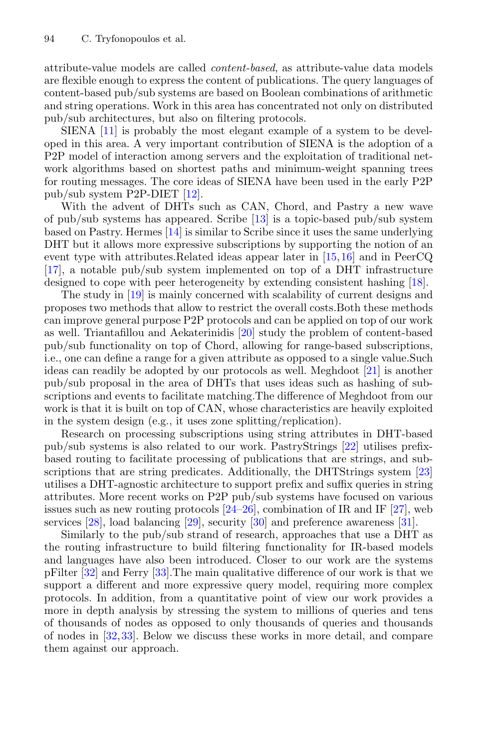attribute-value models are called *content-based*, as attribute-value data models are flexible enough to express the content of publications. The query languages of content-based pub/sub systems are based on Boolean combinations of arithmetic and string operations. Work in this area has concentrated not only on distributed pub/sub architectures, but also on filtering protocols.

SIENA [11] is probably the most elegant example of a system to be developed in this area. A very important contribution of SIENA is the adoption of a P2P model of interaction among servers and the exploitation of traditional network algorithms based on shortest paths and minimum-weight spanning trees for routing messages. The core ideas of SIENA have been used in the early P2P pub/sub system P2P-DIET [12].

With the advent of DHTs such as CAN, Chord, and Pastry a new wave of pub/sub systems has appeared. Scribe [13] is a topic-based pub/sub system based on Pastry. Hermes [14] is similar to Scribe since it uses the same underlying DHT but it allows more expressive subscriptions by supporting the notion of an event type with attributes.Related ideas appear later in [15,16] and in PeerCQ [17], a notable pub/sub system implemented on top of a DHT infrastructure designed to cope with peer heterogeneity by extending consistent hashing [18].

The study in [19] is mainly concerned with scalability of current designs and proposes two methods that allow to restrict the overall costs.Both these methods can improve general purpose P2P protocols and can be applied on top of our work as well. Triantafillou and Aekaterinidis [20] study the problem of content-based pub/sub functionality on top of Chord, allowing for range-based subscriptions, i.e., one can define a range for a given attribute as opposed to a single value.Such ideas can readily be adopted by our protocols as well. Meghdoot [21] is another pub/sub proposal in the area of DHTs that uses ideas such as hashing of subscriptions and events to facilitate matching.The difference of Meghdoot from our work is that it is built on top of CAN, whose characteristics are heavily exploited in the system design (e.g., it uses zone splitting/replication).

Research on processing subscriptions using string attributes in DHT-based pub/sub systems is also related to our work. PastryStrings [22] utilises prefix-based routing to facilitate processing of publications that are strings, and subscriptions that are string predicates. Additionally, the DHTStrings system [23] utilises a DHT-agnostic architecture to support prefix and suffix queries in string attributes. More recent works on P2P pub/sub systems have focused on various issues such as new routing protocols [24–26], combination of IR and IF [27], web services [28], load balancing [29], security [30] and preference awareness [31].

Similarly to the pub/sub strand of research, approaches that use a DHT as the routing infrastructure to build filtering functionality for IR-based models and languages have also been introduced. Closer to our work are the systems pFilter [32] and Ferry [33].The main qualitative difference of our work is that we support a different and more expressive query model, requiring more complex protocols. In addition, from a quantitative point of view our work provides a more in depth analysis by stressing the system to millions of queries and tens of thousands of nodes as opposed to only thousands of queries and thousands of nodes in [32,33]. Below we discuss these works in more detail, and compare them against our approach.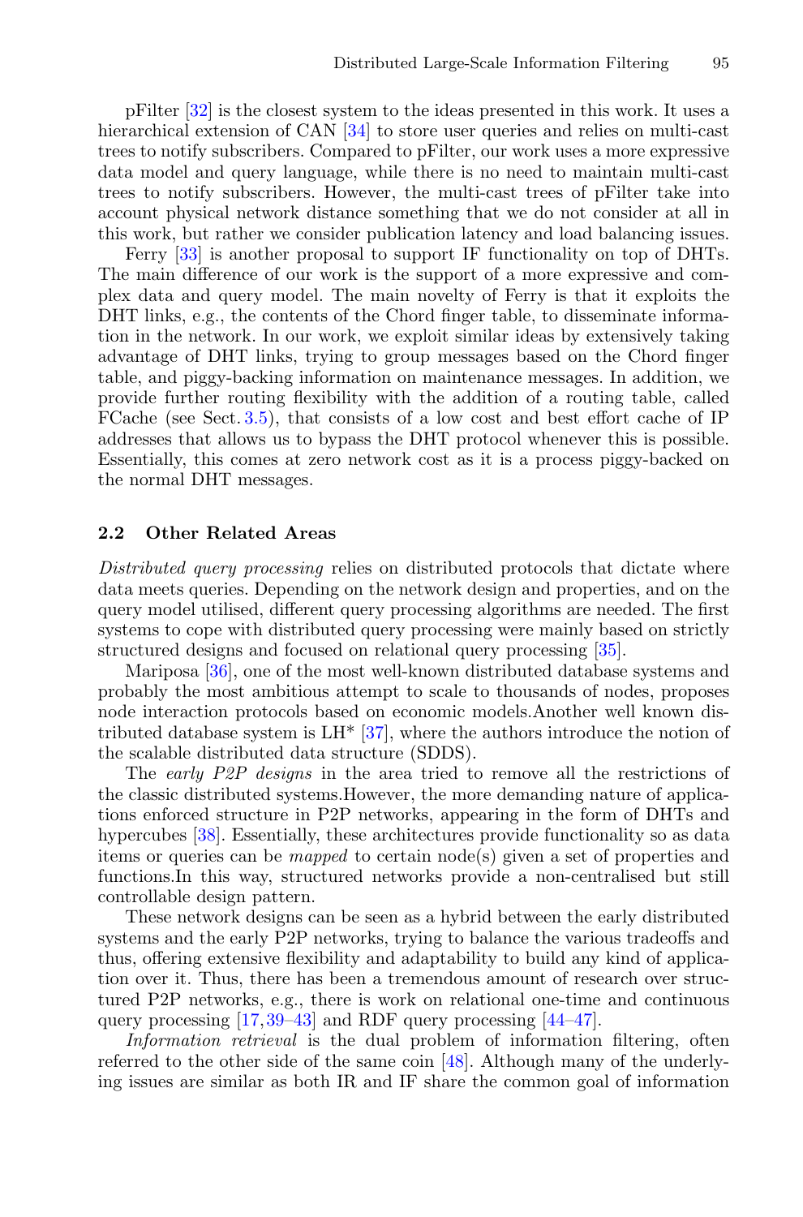pFilter [32] is the closest system to the ideas presented in this work. It uses a hierarchical extension of CAN [34] to store user queries and relies on multi-cast trees to notify subscribers. Compared to pFilter, our work uses a more expressive data model and query language, while there is no need to maintain multi-cast trees to notify subscribers. However, the multi-cast trees of pFilter take into account physical network distance something that we do not consider at all in this work, but rather we consider publication latency and load balancing issues.

Ferry [33] is another proposal to support IF functionality on top of DHTs. The main difference of our work is the support of a more expressive and complex data and query model. The main novelty of Ferry is that it exploits the DHT links, e.g., the contents of the Chord finger table, to disseminate information in the network. In our work, we exploit similar ideas by extensively taking advantage of DHT links, trying to group messages based on the Chord finger table, and piggy-backing information on maintenance messages. In addition, we provide further routing flexibility with the addition of a routing table, called FCache (see Sect. 3.5), that consists of a low cost and best effort cache of IP addresses that allows us to bypass the DHT protocol whenever this is possible. Essentially, this comes at zero network cost as it is a process piggy-backed on the normal DHT messages.

### 2.2 Other Related Areas

*Distributed query processing* relies on distributed protocols that dictate where data meets queries. Depending on the network design and properties, and on the query model utilised, different query processing algorithms are needed. The first systems to cope with distributed query processing were mainly based on strictly structured designs and focused on relational query processing [35].

Mariposa [36], one of the most well-known distributed database systems and probably the most ambitious attempt to scale to thousands of nodes, proposes node interaction protocols based on economic models.Another well known distributed database system is LH* [37], where the authors introduce the notion of the scalable distributed data structure (SDDS).

The *early P2P designs* in the area tried to remove all the restrictions of the classic distributed systems.However, the more demanding nature of applications enforced structure in P2P networks, appearing in the form of DHTs and hypercubes [38]. Essentially, these architectures provide functionality so as data items or queries can be *mapped* to certain node(s) given a set of properties and functions.In this way, structured networks provide a non-centralised but still controllable design pattern.

These network designs can be seen as a hybrid between the early distributed systems and the early P2P networks, trying to balance the various tradeoffs and thus, offering extensive flexibility and adaptability to build any kind of application over it. Thus, there has been a tremendous amount of research over structured P2P networks, e.g., there is work on relational one-time and continuous query processing [17,39–43] and RDF query processing [44–47].

*Information retrieval* is the dual problem of information filtering, often referred to the other side of the same coin [48]. Although many of the underlying issues are similar as both IR and IF share the common goal of information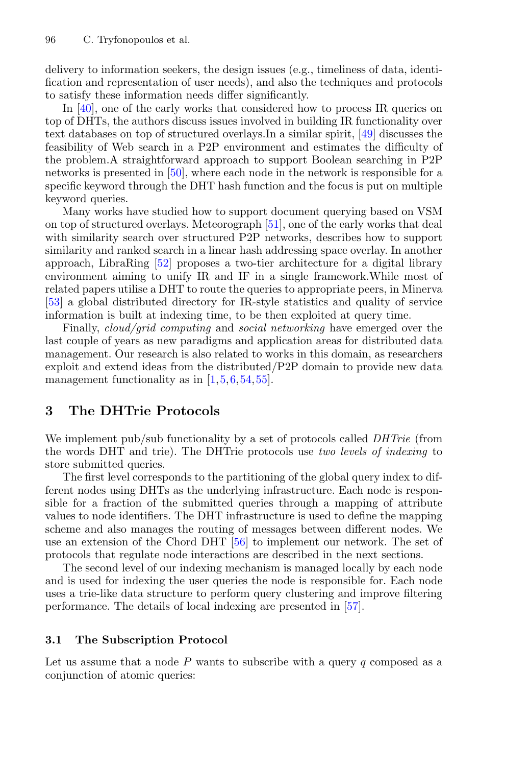delivery to information seekers, the design issues (e.g., timeliness of data, identification and representation of user needs), and also the techniques and protocols to satisfy these information needs differ significantly.

In [40], one of the early works that considered how to process IR queries on top of DHTs, the authors discuss issues involved in building IR functionality over text databases on top of structured overlays.In a similar spirit, [49] discusses the feasibility of Web search in a P2P environment and estimates the difficulty of the problem.A straightforward approach to support Boolean searching in P2P networks is presented in [50], where each node in the network is responsible for a specific keyword through the DHT hash function and the focus is put on multiple keyword queries.

Many works have studied how to support document querying based on VSM on top of structured overlays. Meteorograph [51], one of the early works that deal with similarity search over structured P2P networks, describes how to support similarity and ranked search in a linear hash addressing space overlay. In another approach, LibraRing [52] proposes a two-tier architecture for a digital library environment aiming to unify IR and IF in a single framework.While most of related papers utilise a DHT to route the queries to appropriate peers, in Minerva [53] a global distributed directory for IR-style statistics and quality of service information is built at indexing time, to be then exploited at query time.

Finally, *cloud/grid computing* and *social networking* have emerged over the last couple of years as new paradigms and application areas for distributed data management. Our research is also related to works in this domain, as researchers exploit and extend ideas from the distributed/P2P domain to provide new data management functionality as in [1,5,6,54,55].

## 3 The DHTrie Protocols

We implement pub/sub functionality by a set of protocols called *DHTrie* (from the words DHT and trie). The DHTrie protocols use *two levels of indexing* to store submitted queries.

The first level corresponds to the partitioning of the global query index to different nodes using DHTs as the underlying infrastructure. Each node is responsible for a fraction of the submitted queries through a mapping of attribute values to node identifiers. The DHT infrastructure is used to define the mapping scheme and also manages the routing of messages between different nodes. We use an extension of the Chord DHT [56] to implement our network. The set of protocols that regulate node interactions are described in the next sections.

The second level of our indexing mechanism is managed locally by each node and is used for indexing the user queries the node is responsible for. Each node uses a trie-like data structure to perform query clustering and improve filtering performance. The details of local indexing are presented in [57].

### 3.1 The Subscription Protocol

Let us assume that a node $P$ wants to subscribe with a query $q$ composed as a conjunction of atomic queries: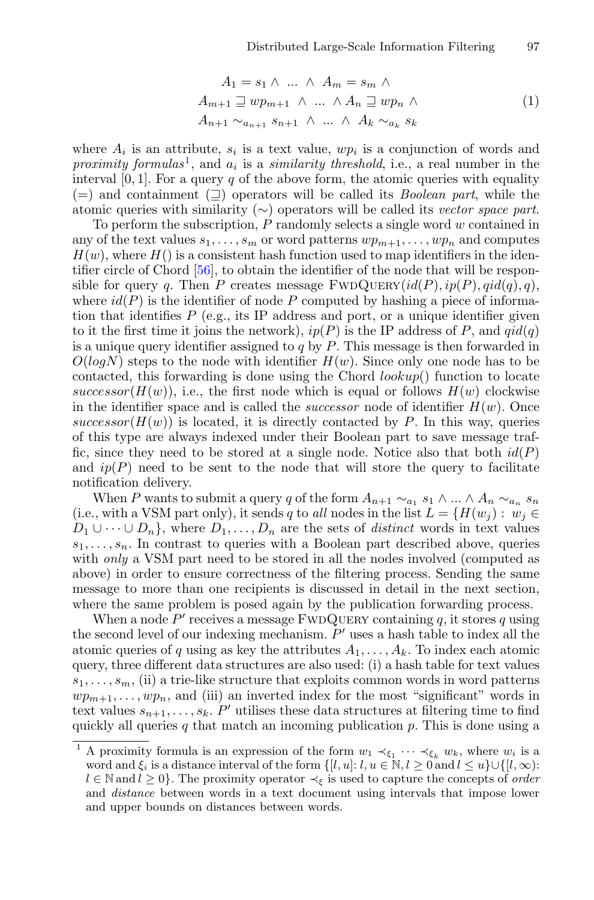$$
\begin{aligned}
A_1 = s_1 \wedge \ ... \ \wedge \ A_m = s_m \wedge \\
A_{m+1} \sqsupseteq wp_{m+1} \ \wedge \ ... \ \wedge A_n \sqsupseteq wp_n \wedge \\
A_{n+1} \sim_{a_{n+1}} s_{n+1} \ \wedge \ ... \ \wedge \ A_k \sim_{a_k} s_k
\end{aligned}
\tag{1}
$$

where $A_i$ is an attribute, $s_i$ is a text value, $wp_i$ is a conjunction of words and *proximity formulas*[1], and $a_i$ is a *similarity threshold*, i.e., a real number in the interval $[0, 1]$. For a query $q$ of the above form, the atomic queries with equality ($=$) and containment ($\sqsupseteq$) operators will be called its *Boolean part*, while the atomic queries with similarity ($\sim$) operators will be called its *vector space part*.

To perform the subscription, $P$ randomly selects a single word $w$ contained in any of the text values $s_1, \ldots, s_m$ or word patterns $wp_{m+1}, \ldots, wp_n$ and computes $H(w)$, where $H()$ is a consistent hash function used to map identifiers in the identifier circle of Chord [56], to obtain the identifier of the node that will be responsible for query $q$. Then $P$ creates message FwdQuery$(id(P), ip(P), qid(q), q)$, where $id(P)$ is the identifier of node $P$ computed by hashing a piece of information that identifies $P$ (e.g., its IP address and port, or a unique identifier given to it the first time it joins the network), $ip(P)$ is the IP address of $P$, and $qid(q)$ is a unique query identifier assigned to $q$ by $P$. This message is then forwarded in $O(logN)$ steps to the node with identifier $H(w)$. Since only one node has to be contacted, this forwarding is done using the Chord *lookup*() function to locate *successor*$(H(w))$, i.e., the first node which is equal or follows $H(w)$ clockwise in the identifier space and is called the *successor* node of identifier $H(w)$. Once *successor*$(H(w))$ is located, it is directly contacted by $P$. In this way, queries of this type are always indexed under their Boolean part to save message traffic, since they need to be stored at a single node. Notice also that both $id(P)$ and $ip(P)$ need to be sent to the node that will store the query to facilitate notification delivery.

When $P$ wants to submit a query $q$ of the form $A_{n+1} \sim_{a_1} s_1 \wedge ... \wedge A_n \sim_{a_n} s_n$ (i.e., with a VSM part only), it sends $q$ to *all* nodes in the list $L = \{H(w_j) : w_j \in D_1 \cup \cdots \cup D_n\}$, where $D_1, \ldots, D_n$ are the sets of *distinct* words in text values $s_1, \ldots, s_n$. In contrast to queries with a Boolean part described above, queries with *only* a VSM part need to be stored in all the nodes involved (computed as above) in order to ensure correctness of the filtering process. Sending the same message to more than one recipients is discussed in detail in the next section, where the same problem is posed again by the publication forwarding process.

When a node $P'$ receives a message FwdQuery containing $q$, it stores $q$ using the second level of our indexing mechanism. $P'$ uses a hash table to index all the atomic queries of $q$ using as key the attributes $A_1, \ldots, A_k$. To index each atomic query, three different data structures are also used: (i) a hash table for text values $s_1, \ldots, s_m$, (ii) a trie-like structure that exploits common words in word patterns $wp_{m+1}, \ldots, wp_n$, and (iii) an inverted index for the most "significant" words in text values $s_{n+1}, \ldots, s_k$. $P'$ utilises these data structures at filtering time to find quickly all queries $q$ that match an incoming publication $p$. This is done using a

[1] A proximity formula is an expression of the form $w_1 \prec_{\xi_1} \cdots \prec_{\xi_k} w_k$, where $w_i$ is a word and $\xi_i$ is a distance interval of the form $\{[l, u]: l, u \in \mathbb{N}, l \geq 0 \text{ and } l \leq u\} \cup \{[l, \infty): l \in \mathbb{N} \text{ and } l \geq 0\}$. The proximity operator $\prec_\xi$ is used to capture the concepts of *order* and *distance* between words in a text document using intervals that impose lower and upper bounds on distances between words.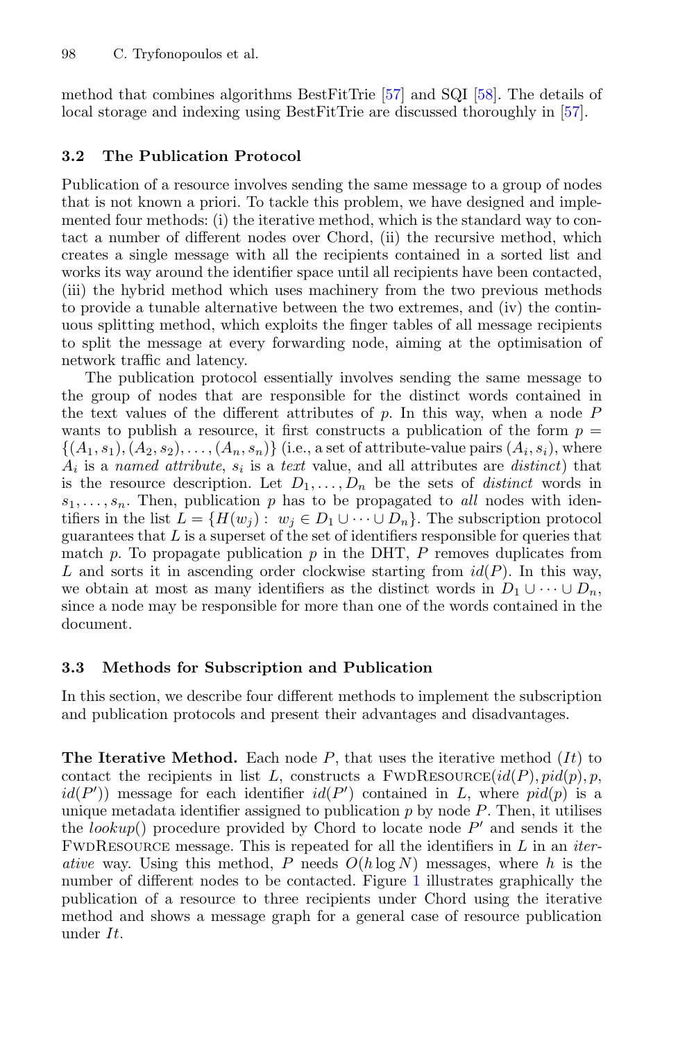method that combines algorithms BestFitTrie [57] and SQI [58]. The details of local storage and indexing using BestFitTrie are discussed thoroughly in [57].

### 3.2 The Publication Protocol

Publication of a resource involves sending the same message to a group of nodes that is not known a priori. To tackle this problem, we have designed and implemented four methods: (i) the iterative method, which is the standard way to contact a number of different nodes over Chord, (ii) the recursive method, which creates a single message with all the recipients contained in a sorted list and works its way around the identifier space until all recipients have been contacted, (iii) the hybrid method which uses machinery from the two previous methods to provide a tunable alternative between the two extremes, and (iv) the continuous splitting method, which exploits the finger tables of all message recipients to split the message at every forwarding node, aiming at the optimisation of network traffic and latency.

The publication protocol essentially involves sending the same message to the group of nodes that are responsible for the distinct words contained in the text values of the different attributes of $p$. In this way, when a node $P$ wants to publish a resource, it first constructs a publication of the form $p = \{(A_1, s_1), (A_2, s_2), \ldots, (A_n, s_n)\}$ (i.e., a set of attribute-value pairs $(A_i, s_i)$, where $A_i$ is a *named attribute*, $s_i$ is a *text* value, and all attributes are *distinct*) that is the resource description. Let $D_1, \ldots, D_n$ be the sets of *distinct* words in $s_1, \ldots, s_n$. Then, publication $p$ has to be propagated to *all* nodes with identifiers in the list $L = \{H(w_j) : \ w_j \in D_1 \cup \cdots \cup D_n\}$. The subscription protocol guarantees that $L$ is a superset of the set of identifiers responsible for queries that match $p$. To propagate publication $p$ in the DHT, $P$ removes duplicates from $L$ and sorts it in ascending order clockwise starting from $id(P)$. In this way, we obtain at most as many identifiers as the distinct words in $D_1 \cup \cdots \cup D_n$, since a node may be responsible for more than one of the words contained in the document.

### 3.3 Methods for Subscription and Publication

In this section, we describe four different methods to implement the subscription and publication protocols and present their advantages and disadvantages.

**The Iterative Method.** Each node $P$, that uses the iterative method ($It$) to contact the recipients in list $L$, constructs a FwdResource($id(P), pid(p), p, id(P')$) message for each identifier $id(P')$ contained in $L$, where $pid(p)$ is a unique metadata identifier assigned to publication $p$ by node $P$. Then, it utilises the *lookup*() procedure provided by Chord to locate node $P'$ and sends it the FwdResource message. This is repeated for all the identifiers in $L$ in an *iterative* way. Using this method, $P$ needs $O(h \log N)$ messages, where $h$ is the number of different nodes to be contacted. Figure 1 illustrates graphically the publication of a resource to three recipients under Chord using the iterative method and shows a message graph for a general case of resource publication under $It$.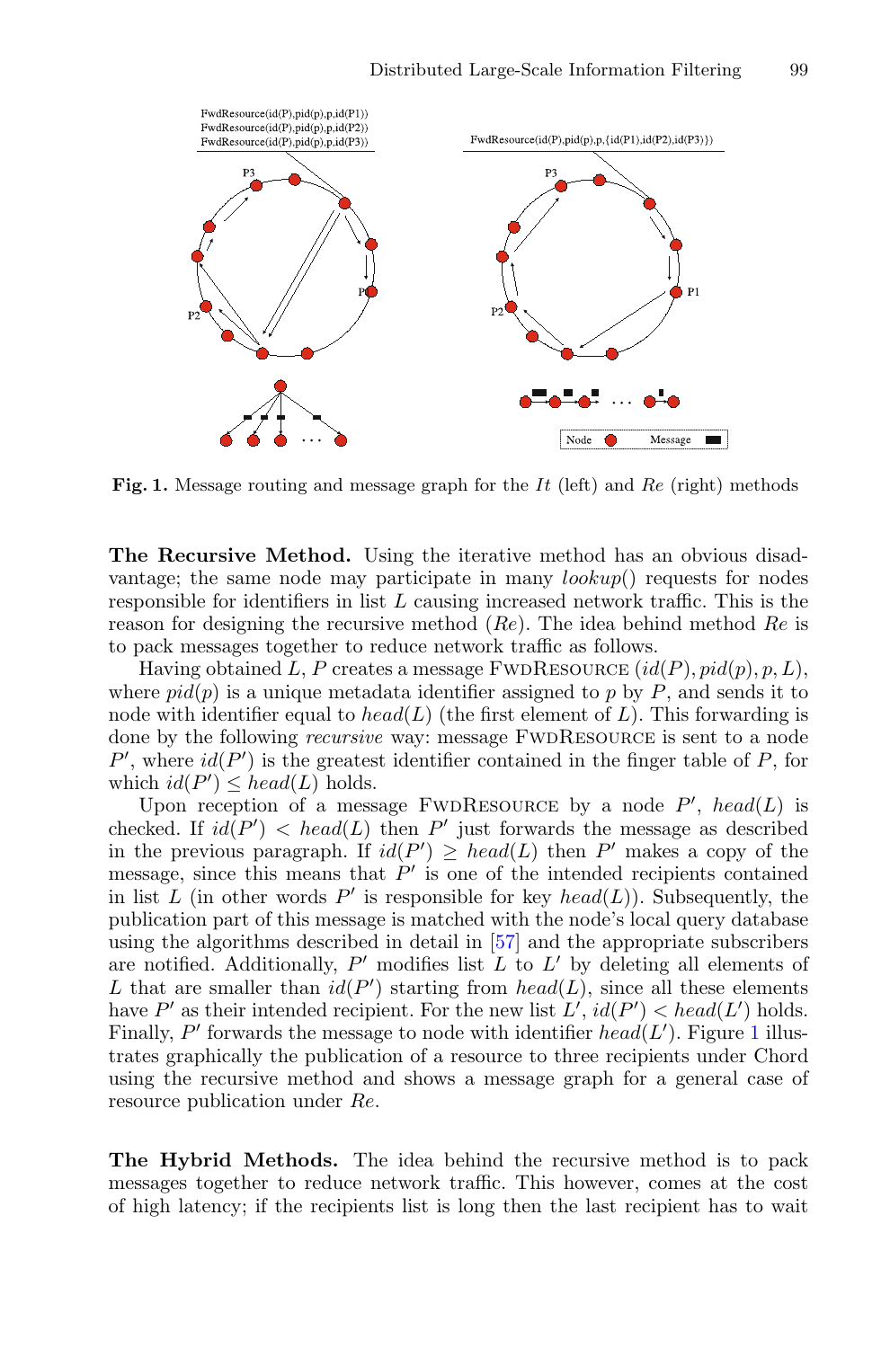FwdResource(id(P),pid(p),p,id(P1))
FwdResource(id(P),pid(p),p,id(P2))
FwdResource(id(P),pid(p),p,id(P3))

FwdResource(id(P),pid(p),p,{id(P1),id(P2),id(P3)})

P3 P1 P2 P3 P1 P2

Node Message

**Fig. 1.** Message routing and message graph for the *It* (left) and *Re* (right) methods

**The Recursive Method.** Using the iterative method has an obvious disadvantage; the same node may participate in many *lookup*() requests for nodes responsible for identifiers in list $L$ causing increased network traffic. This is the reason for designing the recursive method (*Re*). The idea behind method *Re* is to pack messages together to reduce network traffic as follows.

Having obtained $L$, $P$ creates a message FwdResource $(id(P), pid(p), p, L)$, where $pid(p)$ is a unique metadata identifier assigned to $p$ by $P$, and sends it to node with identifier equal to $head(L)$ (the first element of $L$). This forwarding is done by the following *recursive* way: message FwdResource is sent to a node $P'$, where $id(P')$ is the greatest identifier contained in the finger table of $P$, for which $id(P') \leq head(L)$ holds.

Upon reception of a message FwdResource by a node $P'$, $head(L)$ is checked. If $id(P') < head(L)$ then $P'$ just forwards the message as described in the previous paragraph. If $id(P') \geq head(L)$ then $P'$ makes a copy of the message, since this means that $P'$ is one of the intended recipients contained in list $L$ (in other words $P'$ is responsible for key $head(L)$). Subsequently, the publication part of this message is matched with the node's local query database using the algorithms described in detail in [57] and the appropriate subscribers are notified. Additionally, $P'$ modifies list $L$ to $L'$ by deleting all elements of $L$ that are smaller than $id(P')$ starting from $head(L)$, since all these elements have $P'$ as their intended recipient. For the new list $L'$, $id(P') < head(L')$ holds. Finally, $P'$ forwards the message to node with identifier $head(L')$. Figure 1 illustrates graphically the publication of a resource to three recipients under Chord using the recursive method and shows a message graph for a general case of resource publication under *Re*.

**The Hybrid Methods.** The idea behind the recursive method is to pack messages together to reduce network traffic. This however, comes at the cost of high latency; if the recipients list is long then the last recipient has to wait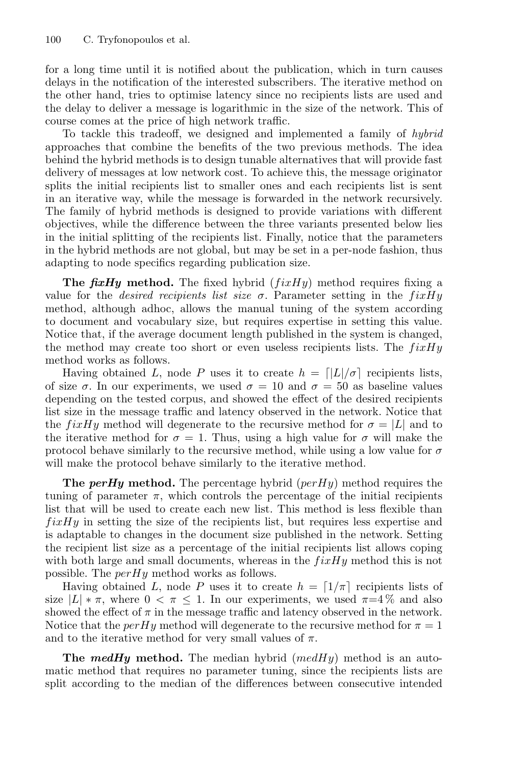for a long time until it is notified about the publication, which in turn causes delays in the notification of the interested subscribers. The iterative method on the other hand, tries to optimise latency since no recipients lists are used and the delay to deliver a message is logarithmic in the size of the network. This of course comes at the price of high network traffic.

To tackle this tradeoff, we designed and implemented a family of *hybrid* approaches that combine the benefits of the two previous methods. The idea behind the hybrid methods is to design tunable alternatives that will provide fast delivery of messages at low network cost. To achieve this, the message originator splits the initial recipients list to smaller ones and each recipients list is sent in an iterative way, while the message is forwarded in the network recursively. The family of hybrid methods is designed to provide variations with different objectives, while the difference between the three variants presented below lies in the initial splitting of the recipients list. Finally, notice that the parameters in the hybrid methods are not global, but may be set in a per-node fashion, thus adapting to node specifics regarding publication size.

**The *fixHy* method.** The fixed hybrid ($fixHy$) method requires fixing a value for the *desired recipients list size* $\sigma$. Parameter setting in the $fixHy$ method, although adhoc, allows the manual tuning of the system according to document and vocabulary size, but requires expertise in setting this value. Notice that, if the average document length published in the system is changed, the method may create too short or even useless recipients lists. The $fixHy$ method works as follows.

Having obtained $L$, node $P$ uses it to create $h = \lceil |L|/\sigma \rceil$ recipients lists, of size $\sigma$. In our experiments, we used $\sigma = 10$ and $\sigma = 50$ as baseline values depending on the tested corpus, and showed the effect of the desired recipients list size in the message traffic and latency observed in the network. Notice that the $fixHy$ method will degenerate to the recursive method for $\sigma = |L|$ and to the iterative method for $\sigma = 1$. Thus, using a high value for $\sigma$ will make the protocol behave similarly to the recursive method, while using a low value for $\sigma$ will make the protocol behave similarly to the iterative method.

**The *perHy* method.** The percentage hybrid ($perHy$) method requires the tuning of parameter $\pi$, which controls the percentage of the initial recipients list that will be used to create each new list. This method is less flexible than $fixHy$ in setting the size of the recipients list, but requires less expertise and is adaptable to changes in the document size published in the network. Setting the recipient list size as a percentage of the initial recipients list allows coping with both large and small documents, whereas in the $fixHy$ method this is not possible. The $perHy$ method works as follows.

Having obtained $L$, node $P$ uses it to create $h = \lceil 1/\pi \rceil$ recipients lists of size $|L| * \pi$, where $0 < \pi \leq 1$. In our experiments, we used $\pi$=4 % and also showed the effect of $\pi$ in the message traffic and latency observed in the network. Notice that the $perHy$ method will degenerate to the recursive method for $\pi = 1$ and to the iterative method for very small values of $\pi$.

**The *medHy* method.** The median hybrid ($medHy$) method is an automatic method that requires no parameter tuning, since the recipients lists are split according to the median of the differences between consecutive intended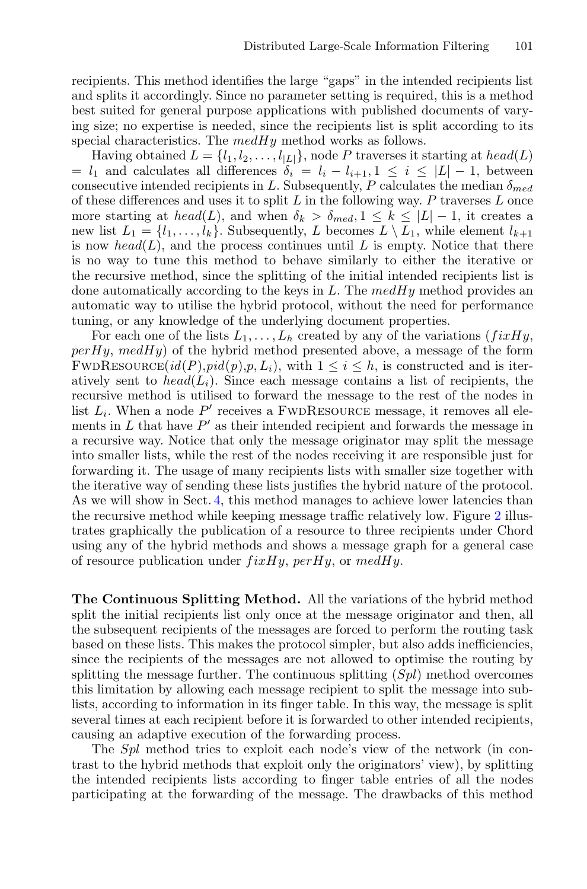recipients. This method identifies the large "gaps" in the intended recipients list and splits it accordingly. Since no parameter setting is required, this is a method best suited for general purpose applications with published documents of varying size; no expertise is needed, since the recipients list is split according to its special characteristics. The *medHy* method works as follows.

Having obtained $L = \{l_1, l_2, \ldots, l_{|L|}\}$, node $P$ traverses it starting at $head(L) = l_1$ and calculates all differences $\delta_i = l_i - l_{i+1}, 1 \leq i \leq |L| - 1$, between consecutive intended recipients in $L$. Subsequently, $P$ calculates the median $\delta_{med}$ of these differences and uses it to split $L$ in the following way. $P$ traverses $L$ once more starting at $head(L)$, and when $\delta_k > \delta_{med}, 1 \leq k \leq |L| - 1$, it creates a new list $L_1 = \{l_1, \ldots, l_k\}$. Subsequently, $L$ becomes $L \setminus L_1$, while element $l_{k+1}$ is now $head(L)$, and the process continues until $L$ is empty. Notice that there is no way to tune this method to behave similarly to either the iterative or the recursive method, since the splitting of the initial intended recipients list is done automatically according to the keys in $L$. The *medHy* method provides an automatic way to utilise the hybrid protocol, without the need for performance tuning, or any knowledge of the underlying document properties.

For each one of the lists $L_1, \ldots, L_h$ created by any of the variations (*fixHy*, *perHy*, *medHy*) of the hybrid method presented above, a message of the form FwdResource($id(P)$,$pid(p)$,$p$, $L_i$), with $1 \leq i \leq h$, is constructed and is iteratively sent to $head(L_i)$. Since each message contains a list of recipients, the recursive method is utilised to forward the message to the rest of the nodes in list $L_i$. When a node $P'$ receives a FwdResource message, it removes all elements in $L$ that have $P'$ as their intended recipient and forwards the message in a recursive way. Notice that only the message originator may split the message into smaller lists, while the rest of the nodes receiving it are responsible just for forwarding it. The usage of many recipients lists with smaller size together with the iterative way of sending these lists justifies the hybrid nature of the protocol. As we will show in Sect. 4, this method manages to achieve lower latencies than the recursive method while keeping message traffic relatively low. Figure 2 illustrates graphically the publication of a resource to three recipients under Chord using any of the hybrid methods and shows a message graph for a general case of resource publication under *fixHy*, *perHy*, or *medHy*.

**The Continuous Splitting Method.** All the variations of the hybrid method split the initial recipients list only once at the message originator and then, all the subsequent recipients of the messages are forced to perform the routing task based on these lists. This makes the protocol simpler, but also adds inefficiencies, since the recipients of the messages are not allowed to optimise the routing by splitting the message further. The continuous splitting (*Spl*) method overcomes this limitation by allowing each message recipient to split the message into sublists, according to information in its finger table. In this way, the message is split several times at each recipient before it is forwarded to other intended recipients, causing an adaptive execution of the forwarding process.

The *Spl* method tries to exploit each node's view of the network (in contrast to the hybrid methods that exploit only the originators' view), by splitting the intended recipients lists according to finger table entries of all the nodes participating at the forwarding of the message. The drawbacks of this method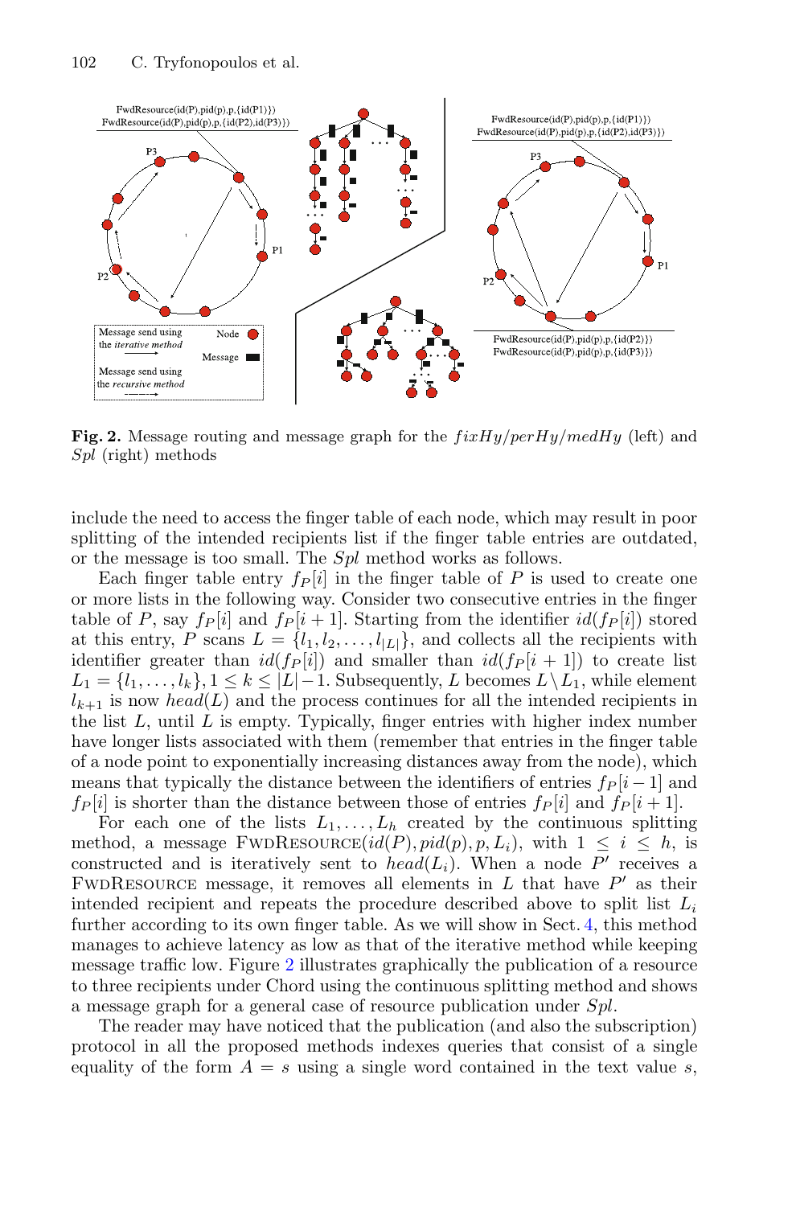**Fig. 2.** Message routing and message graph for the $fixHy/perHy/medHy$ (left) and $Spl$ (right) methods

include the need to access the finger table of each node, which may result in poor splitting of the intended recipients list if the finger table entries are outdated, or the message is too small. The $Spl$ method works as follows.

Each finger table entry $f_P[i]$ in the finger table of $P$ is used to create one or more lists in the following way. Consider two consecutive entries in the finger table of $P$, say $f_P[i]$ and $f_P[i+1]$. Starting from the identifier $id(f_P[i])$ stored at this entry, $P$ scans $L = \{l_1, l_2, \ldots, l_{|L|}\}$, and collects all the recipients with identifier greater than $id(f_P[i])$ and smaller than $id(f_P[i+1])$ to create list $L_1 = \{l_1, \ldots, l_k\}, 1 \leq k \leq |L|-1$. Subsequently, $L$ becomes $L \setminus L_1$, while element $l_{k+1}$ is now $head(L)$ and the process continues for all the intended recipients in the list $L$, until $L$ is empty. Typically, finger entries with higher index number have longer lists associated with them (remember that entries in the finger table of a node point to exponentially increasing distances away from the node), which means that typically the distance between the identifiers of entries $f_P[i-1]$ and $f_P[i]$ is shorter than the distance between those of entries $f_P[i]$ and $f_P[i+1]$.

For each one of the lists $L_1, \ldots, L_h$ created by the continuous splitting method, a message FwdResource($id(P), pid(p), p, L_i$), with $1 \leq i \leq h$, is constructed and is iteratively sent to $head(L_i)$. When a node $P'$ receives a FwdResource message, it removes all elements in $L$ that have $P'$ as their intended recipient and repeats the procedure described above to split list $L_i$ further according to its own finger table. As we will show in Sect. 4, this method manages to achieve latency as low as that of the iterative method while keeping message traffic low. Figure 2 illustrates graphically the publication of a resource to three recipients under Chord using the continuous splitting method and shows a message graph for a general case of resource publication under $Spl$.

The reader may have noticed that the publication (and also the subscription) protocol in all the proposed methods indexes queries that consist of a single equality of the form $A = s$ using a single word contained in the text value $s$,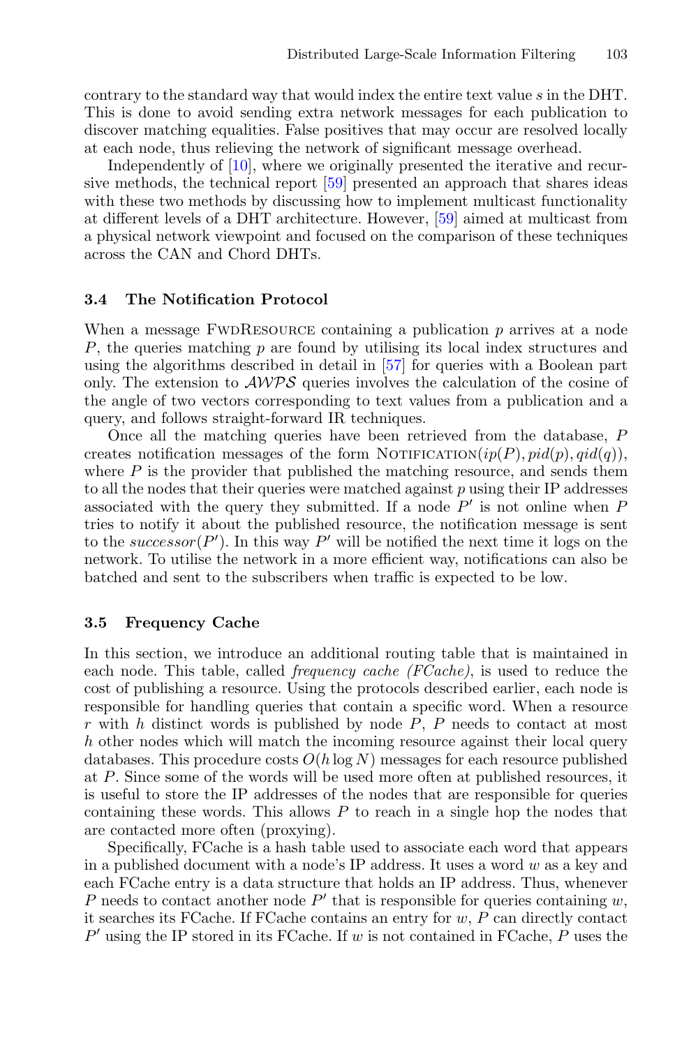contrary to the standard way that would index the entire text value $s$ in the DHT. This is done to avoid sending extra network messages for each publication to discover matching equalities. False positives that may occur are resolved locally at each node, thus relieving the network of significant message overhead.

Independently of [10], where we originally presented the iterative and recursive methods, the technical report [59] presented an approach that shares ideas with these two methods by discussing how to implement multicast functionality at different levels of a DHT architecture. However, [59] aimed at multicast from a physical network viewpoint and focused on the comparison of these techniques across the CAN and Chord DHTs.

### 3.4 The Notification Protocol

When a message FwdResource containing a publication $p$ arrives at a node $P$, the queries matching $p$ are found by utilising its local index structures and using the algorithms described in detail in [57] for queries with a Boolean part only. The extension to $\mathcal{AWPS}$ queries involves the calculation of the cosine of the angle of two vectors corresponding to text values from a publication and a query, and follows straight-forward IR techniques.

Once all the matching queries have been retrieved from the database, $P$ creates notification messages of the form Notification$(ip(P), pid(p), qid(q))$, where $P$ is the provider that published the matching resource, and sends them to all the nodes that their queries were matched against $p$ using their IP addresses associated with the query they submitted. If a node $P'$ is not online when $P$ tries to notify it about the published resource, the notification message is sent to the $successor(P')$. In this way $P'$ will be notified the next time it logs on the network. To utilise the network in a more efficient way, notifications can also be batched and sent to the subscribers when traffic is expected to be low.

### 3.5 Frequency Cache

In this section, we introduce an additional routing table that is maintained in each node. This table, called *frequency cache (FCache)*, is used to reduce the cost of publishing a resource. Using the protocols described earlier, each node is responsible for handling queries that contain a specific word. When a resource $r$ with $h$ distinct words is published by node $P$, $P$ needs to contact at most $h$ other nodes which will match the incoming resource against their local query databases. This procedure costs $O(h \log N)$ messages for each resource published at $P$. Since some of the words will be used more often at published resources, it is useful to store the IP addresses of the nodes that are responsible for queries containing these words. This allows $P$ to reach in a single hop the nodes that are contacted more often (proxying).

Specifically, FCache is a hash table used to associate each word that appears in a published document with a node's IP address. It uses a word $w$ as a key and each FCache entry is a data structure that holds an IP address. Thus, whenever $P$ needs to contact another node $P'$ that is responsible for queries containing $w$, it searches its FCache. If FCache contains an entry for $w$, $P$ can directly contact $P'$ using the IP stored in its FCache. If $w$ is not contained in FCache, $P$ uses the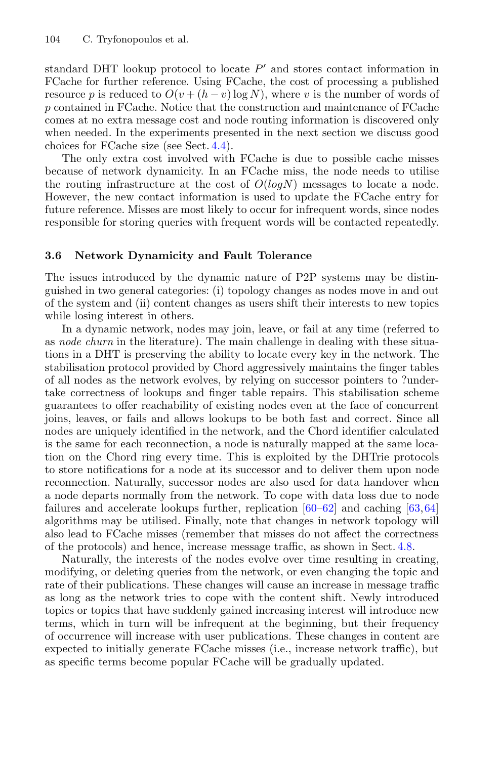standard DHT lookup protocol to locate $P'$ and stores contact information in FCache for further reference. Using FCache, the cost of processing a published resource $p$ is reduced to $O(v + (h - v) \log N)$, where $v$ is the number of words of $p$ contained in FCache. Notice that the construction and maintenance of FCache comes at no extra message cost and node routing information is discovered only when needed. In the experiments presented in the next section we discuss good choices for FCache size (see Sect. 4.4).

The only extra cost involved with FCache is due to possible cache misses because of network dynamicity. In an FCache miss, the node needs to utilise the routing infrastructure at the cost of $O(logN)$ messages to locate a node. However, the new contact information is used to update the FCache entry for future reference. Misses are most likely to occur for infrequent words, since nodes responsible for storing queries with frequent words will be contacted repeatedly.

### 3.6 Network Dynamicity and Fault Tolerance

The issues introduced by the dynamic nature of P2P systems may be distinguished in two general categories: (i) topology changes as nodes move in and out of the system and (ii) content changes as users shift their interests to new topics while losing interest in others.

In a dynamic network, nodes may join, leave, or fail at any time (referred to as *node churn* in the literature). The main challenge in dealing with these situations in a DHT is preserving the ability to locate every key in the network. The stabilisation protocol provided by Chord aggressively maintains the finger tables of all nodes as the network evolves, by relying on successor pointers to ?undertake correctness of lookups and finger table repairs. This stabilisation scheme guarantees to offer reachability of existing nodes even at the face of concurrent joins, leaves, or fails and allows lookups to be both fast and correct. Since all nodes are uniquely identified in the network, and the Chord identifier calculated is the same for each reconnection, a node is naturally mapped at the same location on the Chord ring every time. This is exploited by the DHTrie protocols to store notifications for a node at its successor and to deliver them upon node reconnection. Naturally, successor nodes are also used for data handover when a node departs normally from the network. To cope with data loss due to node failures and accelerate lookups further, replication [60–62] and caching [63,64] algorithms may be utilised. Finally, note that changes in network topology will also lead to FCache misses (remember that misses do not affect the correctness of the protocols) and hence, increase message traffic, as shown in Sect. 4.8.

Naturally, the interests of the nodes evolve over time resulting in creating, modifying, or deleting queries from the network, or even changing the topic and rate of their publications. These changes will cause an increase in message traffic as long as the network tries to cope with the content shift. Newly introduced topics or topics that have suddenly gained increasing interest will introduce new terms, which in turn will be infrequent at the beginning, but their frequency of occurrence will increase with user publications. These changes in content are expected to initially generate FCache misses (i.e., increase network traffic), but as specific terms become popular FCache will be gradually updated.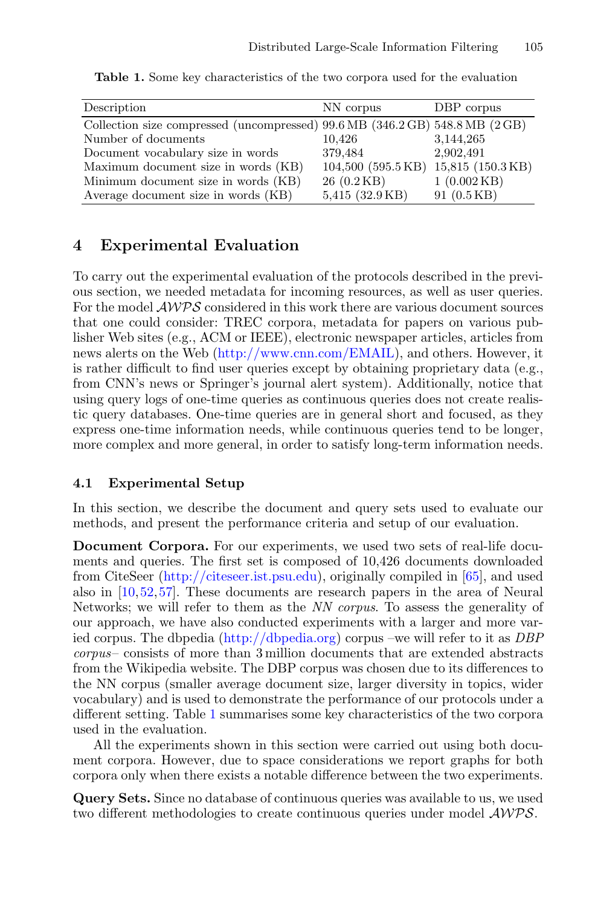**Table 1.** Some key characteristics of the two corpora used for the evaluation

| Description | NN corpus | DBP corpus |
|---|---|---|
| Collection size compressed (uncompressed) | 99.6 MB (346.2 GB) | 548.8 MB (2 GB) |
| Number of documents | 10,426 | 3,144,265 |
| Document vocabulary size in words | 379,484 | 2,902,491 |
| Maximum document size in words (KB) | 104,500 (595.5 KB) | 15,815 (150.3 KB) |
| Minimum document size in words (KB) | 26 (0.2 KB) | 1 (0.002 KB) |
| Average document size in words (KB) | 5,415 (32.9 KB) | 91 (0.5 KB) |

## 4 Experimental Evaluation

To carry out the experimental evaluation of the protocols described in the previous section, we needed metadata for incoming resources, as well as user queries. For the model $\mathcal{AWPS}$ considered in this work there are various document sources that one could consider: TREC corpora, metadata for papers on various publisher Web sites (e.g., ACM or IEEE), electronic newspaper articles, articles from news alerts on the Web (http://www.cnn.com/EMAIL), and others. However, it is rather difficult to find user queries except by obtaining proprietary data (e.g., from CNN's news or Springer's journal alert system). Additionally, notice that using query logs of one-time queries as continuous queries does not create realistic query databases. One-time queries are in general short and focused, as they express one-time information needs, while continuous queries tend to be longer, more complex and more general, in order to satisfy long-term information needs.

### 4.1 Experimental Setup

In this section, we describe the document and query sets used to evaluate our methods, and present the performance criteria and setup of our evaluation.

**Document Corpora.** For our experiments, we used two sets of real-life documents and queries. The first set is composed of 10,426 documents downloaded from CiteSeer (http://citeseer.ist.psu.edu), originally compiled in [65], and used also in [10,52,57]. These documents are research papers in the area of Neural Networks; we will refer to them as the *NN corpus*. To assess the generality of our approach, we have also conducted experiments with a larger and more varied corpus. The dbpedia (http://dbpedia.org) corpus –we will refer to it as *DBP corpus*– consists of more than 3 million documents that are extended abstracts from the Wikipedia website. The DBP corpus was chosen due to its differences to the NN corpus (smaller average document size, larger diversity in topics, wider vocabulary) and is used to demonstrate the performance of our protocols under a different setting. Table 1 summarises some key characteristics of the two corpora used in the evaluation.

All the experiments shown in this section were carried out using both document corpora. However, due to space considerations we report graphs for both corpora only when there exists a notable difference between the two experiments.

**Query Sets.** Since no database of continuous queries was available to us, we used two different methodologies to create continuous queries under model $\mathcal{AWPS}$.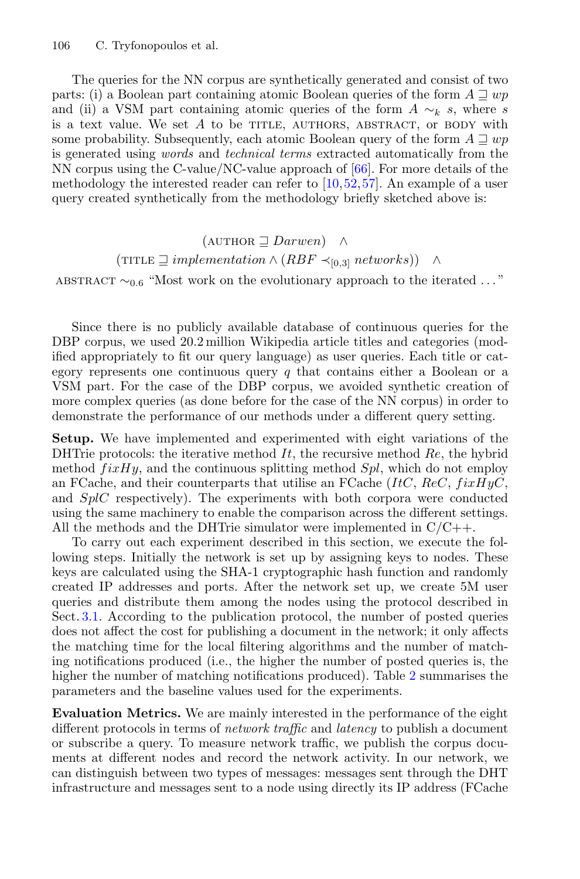The queries for the NN corpus are synthetically generated and consist of two parts: (i) a Boolean part containing atomic Boolean queries of the form $A \sqsupseteq wp$ and (ii) a VSM part containing atomic queries of the form $A \sim_k s$, where $s$ is a text value. We set $A$ to be TITLE, AUTHORS, ABSTRACT, or BODY with some probability. Subsequently, each atomic Boolean query of the form $A \sqsupseteq wp$ is generated using *words* and *technical terms* extracted automatically from the NN corpus using the C-value/NC-value approach of [66]. For more details of the methodology the interested reader can refer to [10,52,57]. An example of a user query created synthetically from the methodology briefly sketched above is:

$$(\text{AUTHOR} \sqsupseteq \mathit{Darwen}) \quad \wedge$$
$$(\text{TITLE} \sqsupseteq \mathit{implementation} \wedge (\mathit{RBF} \prec_{[0,3]} \mathit{networks})) \quad \wedge$$
$$\text{ABSTRACT} \sim_{0.6} \text{“Most work on the evolutionary approach to the iterated …”}$$

Since there is no publicly available database of continuous queries for the DBP corpus, we used 20.2 million Wikipedia article titles and categories (modified appropriately to fit our query language) as user queries. Each title or category represents one continuous query $q$ that contains either a Boolean or a VSM part. For the case of the DBP corpus, we avoided synthetic creation of more complex queries (as done before for the case of the NN corpus) in order to demonstrate the performance of our methods under a different query setting.

**Setup.** We have implemented and experimented with eight variations of the DHTrie protocols: the iterative method $It$, the recursive method $Re$, the hybrid method $fixHy$, and the continuous splitting method $Spl$, which do not employ an FCache, and their counterparts that utilise an FCache ($ItC$, $ReC$, $fixHyC$, and $SplC$ respectively). The experiments with both corpora were conducted using the same machinery to enable the comparison across the different settings. All the methods and the DHTrie simulator were implemented in C/C++.

To carry out each experiment described in this section, we execute the following steps. Initially the network is set up by assigning keys to nodes. These keys are calculated using the SHA-1 cryptographic hash function and randomly created IP addresses and ports. After the network set up, we create 5M user queries and distribute them among the nodes using the protocol described in Sect. 3.1. According to the publication protocol, the number of posted queries does not affect the cost for publishing a document in the network; it only affects the matching time for the local filtering algorithms and the number of matching notifications produced (i.e., the higher the number of posted queries is, the higher the number of matching notifications produced). Table 2 summarises the parameters and the baseline values used for the experiments.

**Evaluation Metrics.** We are mainly interested in the performance of the eight different protocols in terms of *network traffic* and *latency* to publish a document or subscribe a query. To measure network traffic, we publish the corpus documents at different nodes and record the network activity. In our network, we can distinguish between two types of messages: messages sent through the DHT infrastructure and messages sent to a node using directly its IP address (FCache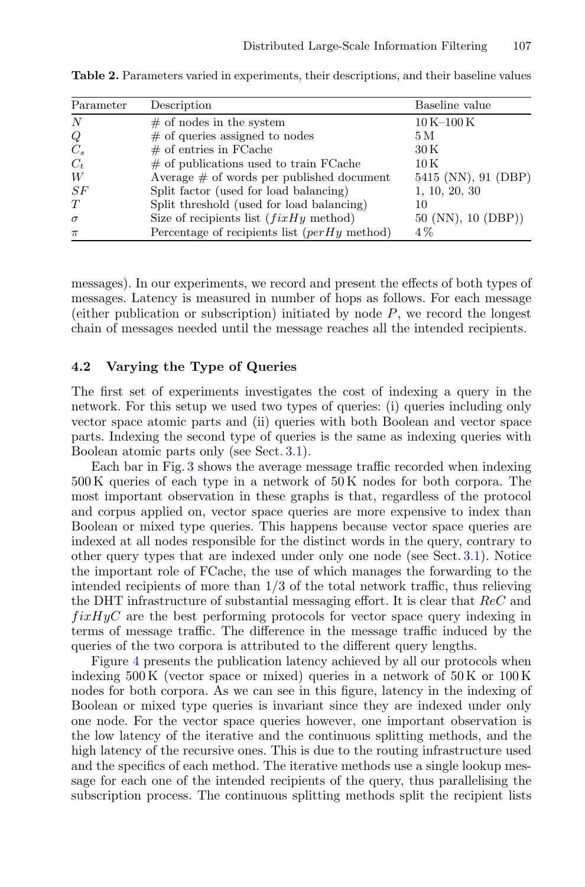**Table 2.** Parameters varied in experiments, their descriptions, and their baseline values

| Parameter | Description | Baseline value |
|---|---|---|
| $N$ | # of nodes in the system | 10 K–100 K |
| $Q$ | # of queries assigned to nodes | 5 M |
| $C_s$ | # of entries in FCache | 30 K |
| $C_t$ | # of publications used to train FCache | 10 K |
| $W$ | Average # of words per published document | 5415 (NN), 91 (DBP) |
| $SF$ | Split factor (used for load balancing) | 1, 10, 20, 30 |
| $T$ | Split threshold (used for load balancing) | 10 |
| $\sigma$ | Size of recipients list ($fixHy$ method) | 50 (NN), 10 (DBP)) |
| $\pi$ | Percentage of recipients list ($perHy$ method) | 4 % |

messages). In our experiments, we record and present the effects of both types of messages. Latency is measured in number of hops as follows. For each message (either publication or subscription) initiated by node $P$, we record the longest chain of messages needed until the message reaches all the intended recipients.

### 4.2 Varying the Type of Queries

The first set of experiments investigates the cost of indexing a query in the network. For this setup we used two types of queries: (i) queries including only vector space atomic parts and (ii) queries with both Boolean and vector space parts. Indexing the second type of queries is the same as indexing queries with Boolean atomic parts only (see Sect. 3.1).

Each bar in Fig. 3 shows the average message traffic recorded when indexing 500 K queries of each type in a network of 50 K nodes for both corpora. The most important observation in these graphs is that, regardless of the protocol and corpus applied on, vector space queries are more expensive to index than Boolean or mixed type queries. This happens because vector space queries are indexed at all nodes responsible for the distinct words in the query, contrary to other query types that are indexed under only one node (see Sect. 3.1). Notice the important role of FCache, the use of which manages the forwarding to the intended recipients of more than 1/3 of the total network traffic, thus relieving the DHT infrastructure of substantial messaging effort. It is clear that $ReC$ and $fixHyC$ are the best performing protocols for vector space query indexing in terms of message traffic. The difference in the message traffic induced by the queries of the two corpora is attributed to the different query lengths.

Figure 4 presents the publication latency achieved by all our protocols when indexing 500 K (vector space or mixed) queries in a network of 50 K or 100 K nodes for both corpora. As we can see in this figure, latency in the indexing of Boolean or mixed type queries is invariant since they are indexed under only one node. For the vector space queries however, one important observation is the low latency of the iterative and the continuous splitting methods, and the high latency of the recursive ones. This is due to the routing infrastructure used and the specifics of each method. The iterative methods use a single lookup message for each one of the intended recipients of the query, thus parallelising the subscription process. The continuous splitting methods split the recipient lists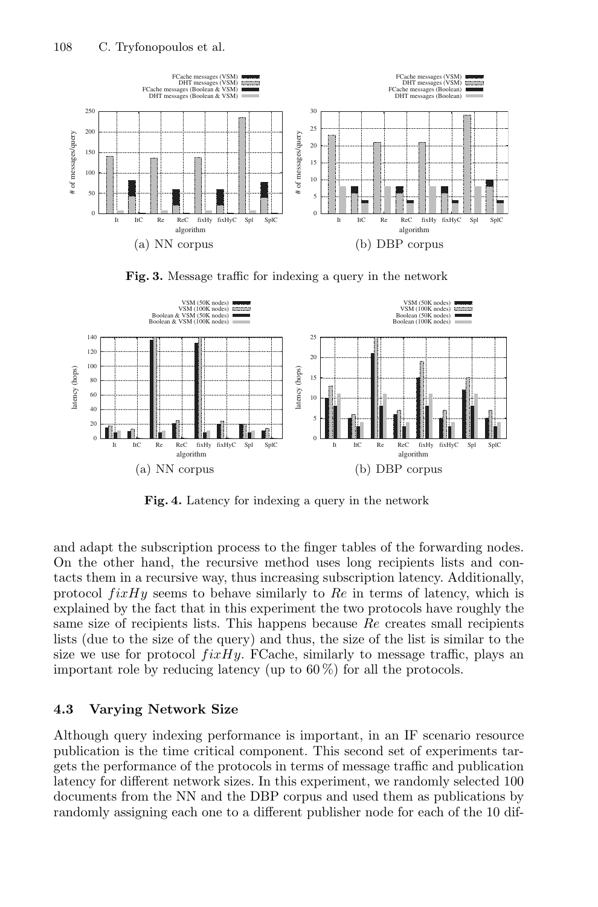**Fig. 3.** Message traffic for indexing a query in the network

**Fig. 4.** Latency for indexing a query in the network

and adapt the subscription process to the finger tables of the forwarding nodes. On the other hand, the recursive method uses long recipients lists and contacts them in a recursive way, thus increasing subscription latency. Additionally, protocol $fixHy$ seems to behave similarly to *Re* in terms of latency, which is explained by the fact that in this experiment the two protocols have roughly the same size of recipients lists. This happens because *Re* creates small recipients lists (due to the size of the query) and thus, the size of the list is similar to the size we use for protocol $fixHy$. FCache, similarly to message traffic, plays an important role by reducing latency (up to 60 %) for all the protocols.

### 4.3 Varying Network Size

Although query indexing performance is important, in an IF scenario resource publication is the time critical component. This second set of experiments targets the performance of the protocols in terms of message traffic and publication latency for different network sizes. In this experiment, we randomly selected 100 documents from the NN and the DBP corpus and used them as publications by randomly assigning each one to a different publisher node for each of the 10 dif-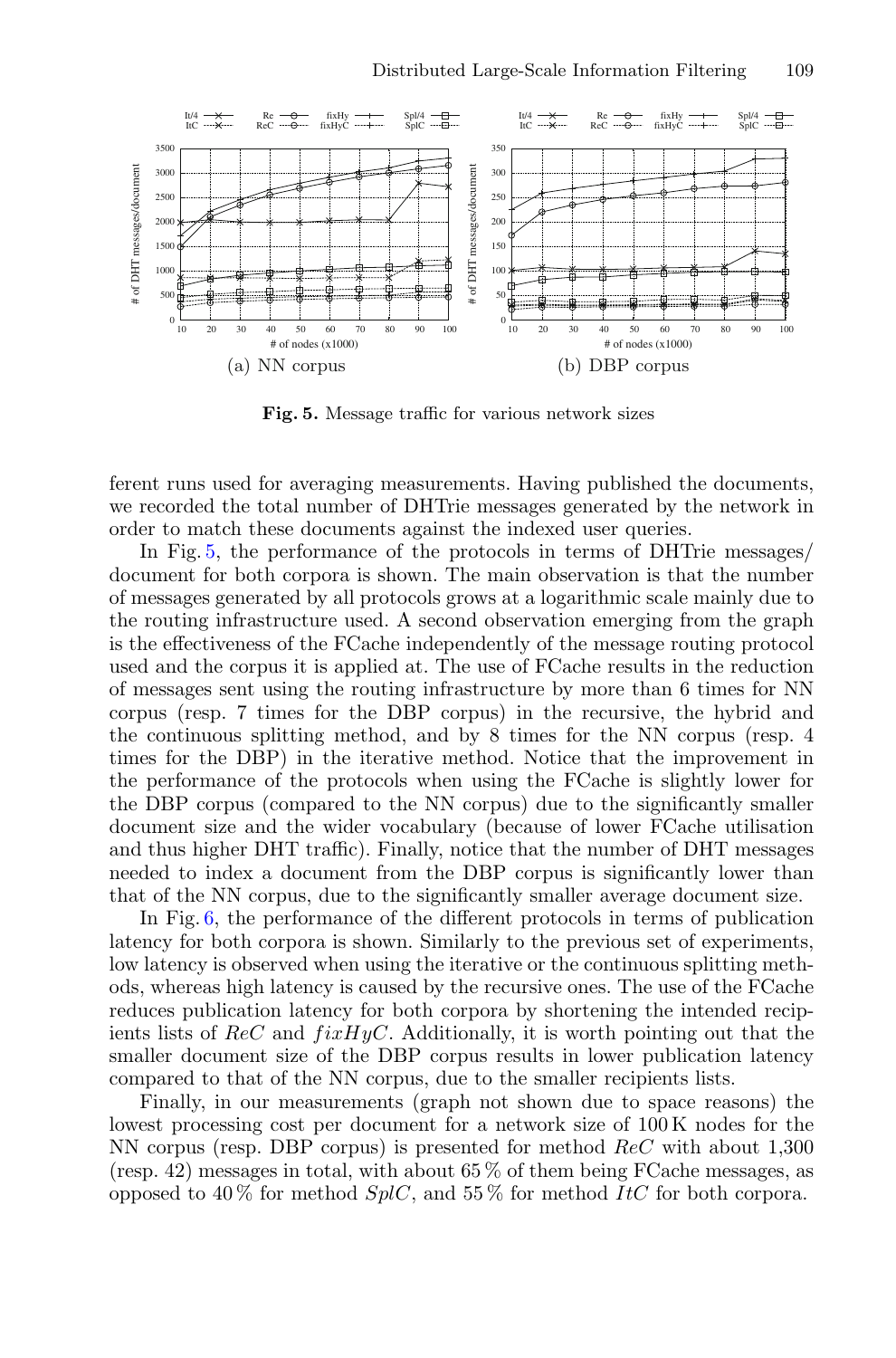It/4 ItC Re ReC fixHy fixHyC Spl/4 SplC

3500 3000 2500 2000 1500 1000 500 0

# of DHT messages/document

10 20 30 40 50 60 70 80 90 100

# of nodes (x1000)

(a) NN corpus

It/4 ItC Re ReC fixHy fixHyC Spl/4 SplC

350 300 250 200 150 100 50 0

# of DHT messages/document

10 20 30 40 50 60 70 80 90 100

# of nodes (x1000)

(b) DBP corpus

**Fig. 5.** Message traffic for various network sizes

ferent runs used for averaging measurements. Having published the documents, we recorded the total number of DHTrie messages generated by the network in order to match these documents against the indexed user queries.

In Fig. 5, the performance of the protocols in terms of DHTrie messages/document for both corpora is shown. The main observation is that the number of messages generated by all protocols grows at a logarithmic scale mainly due to the routing infrastructure used. A second observation emerging from the graph is the effectiveness of the FCache independently of the message routing protocol used and the corpus it is applied at. The use of FCache results in the reduction of messages sent using the routing infrastructure by more than 6 times for NN corpus (resp. 7 times for the DBP corpus) in the recursive, the hybrid and the continuous splitting method, and by 8 times for the NN corpus (resp. 4 times for the DBP) in the iterative method. Notice that the improvement in the performance of the protocols when using the FCache is slightly lower for the DBP corpus (compared to the NN corpus) due to the significantly smaller document size and the wider vocabulary (because of lower FCache utilisation and thus higher DHT traffic). Finally, notice that the number of DHT messages needed to index a document from the DBP corpus is significantly lower than that of the NN corpus, due to the significantly smaller average document size.

In Fig. 6, the performance of the different protocols in terms of publication latency for both corpora is shown. Similarly to the previous set of experiments, low latency is observed when using the iterative or the continuous splitting methods, whereas high latency is caused by the recursive ones. The use of the FCache reduces publication latency for both corpora by shortening the intended recipients lists of $ReC$ and $fixHyC$. Additionally, it is worth pointing out that the smaller document size of the DBP corpus results in lower publication latency compared to that of the NN corpus, due to the smaller recipients lists.

Finally, in our measurements (graph not shown due to space reasons) the lowest processing cost per document for a network size of 100 K nodes for the NN corpus (resp. DBP corpus) is presented for method $ReC$ with about 1,300 (resp. 42) messages in total, with about 65 % of them being FCache messages, as opposed to 40 % for method $SplC$, and 55 % for method $ItC$ for both corpora.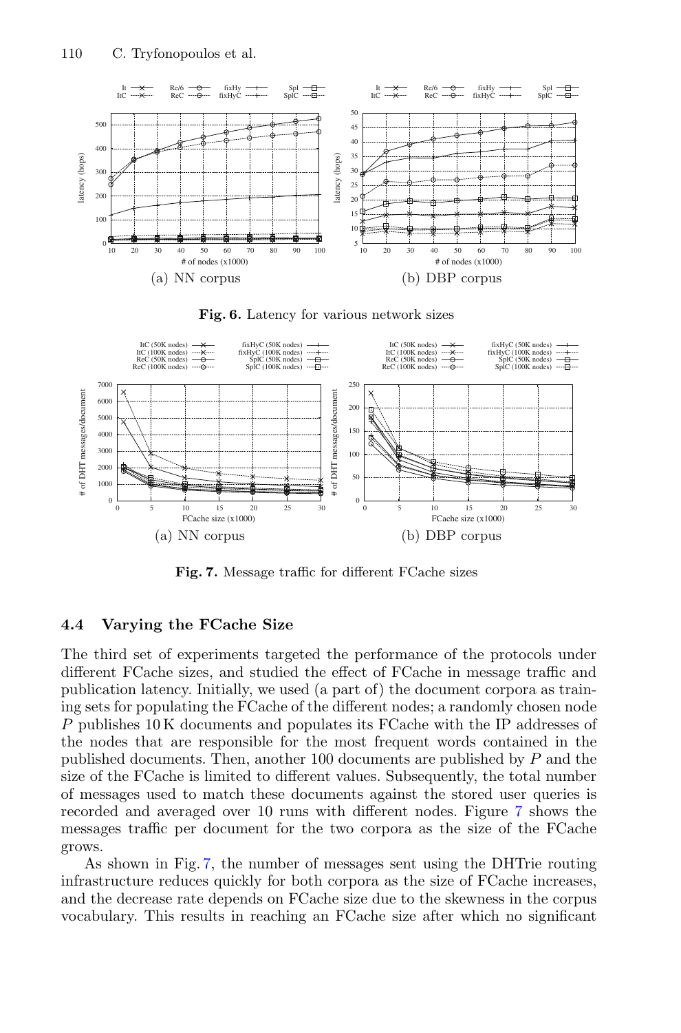(a) NN corpus

(b) DBP corpus

**Fig. 6.** Latency for various network sizes

(a) NN corpus

(b) DBP corpus

**Fig. 7.** Message traffic for different FCache sizes

### 4.4 Varying the FCache Size

The third set of experiments targeted the performance of the protocols under different FCache sizes, and studied the effect of FCache in message traffic and publication latency. Initially, we used (a part of) the document corpora as training sets for populating the FCache of the different nodes; a randomly chosen node $P$ publishes 10 K documents and populates its FCache with the IP addresses of the nodes that are responsible for the most frequent words contained in the published documents. Then, another 100 documents are published by $P$ and the size of the FCache is limited to different values. Subsequently, the total number of messages used to match these documents against the stored user queries is recorded and averaged over 10 runs with different nodes. Figure 7 shows the messages traffic per document for the two corpora as the size of the FCache grows.

As shown in Fig. 7, the number of messages sent using the DHTrie routing infrastructure reduces quickly for both corpora as the size of FCache increases, and the decrease rate depends on FCache size due to the skewness in the corpus vocabulary. This results in reaching an FCache size after which no significant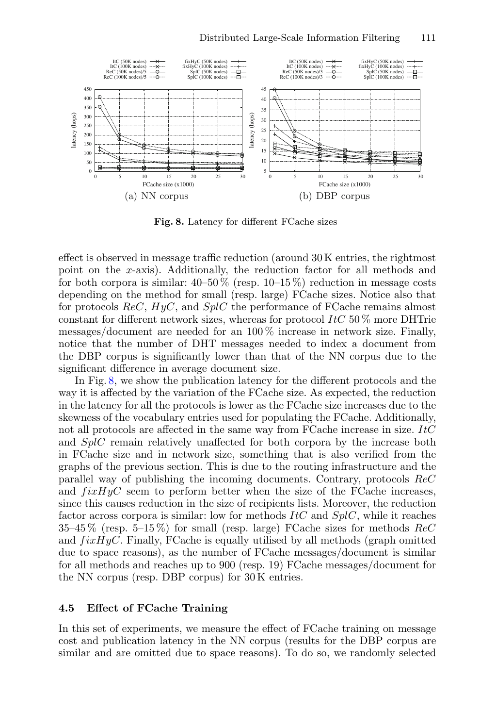(a) NN corpus

(b) DBP corpus

**Fig. 8.** Latency for different FCache sizes

effect is observed in message traffic reduction (around 30 K entries, the rightmost point on the $x$-axis). Additionally, the reduction factor for all methods and for both corpora is similar: 40–50 % (resp. 10–15 %) reduction in message costs depending on the method for small (resp. large) FCache sizes. Notice also that for protocols *ReC*, *HyC*, and *SplC* the performance of FCache remains almost constant for different network sizes, whereas for protocol *ItC* 50 % more DHTrie messages/document are needed for an 100 % increase in network size. Finally, notice that the number of DHT messages needed to index a document from the DBP corpus is significantly lower than that of the NN corpus due to the significant difference in average document size.

In Fig. 8, we show the publication latency for the different protocols and the way it is affected by the variation of the FCache size. As expected, the reduction in the latency for all the protocols is lower as the FCache size increases due to the skewness of the vocabulary entries used for populating the FCache. Additionally, not all protocols are affected in the same way from FCache increase in size. *ItC* and *SplC* remain relatively unaffected for both corpora by the increase both in FCache size and in network size, something that is also verified from the graphs of the previous section. This is due to the routing infrastructure and the parallel way of publishing the incoming documents. Contrary, protocols *ReC* and $fixHyC$ seem to perform better when the size of the FCache increases, since this causes reduction in the size of recipients lists. Moreover, the reduction factor across corpora is similar: low for methods *ItC* and *SplC*, while it reaches 35–45 % (resp. 5–15 %) for small (resp. large) FCache sizes for methods *ReC* and $fixHyC$. Finally, FCache is equally utilised by all methods (graph omitted due to space reasons), as the number of FCache messages/document is similar for all methods and reaches up to 900 (resp. 19) FCache messages/document for the NN corpus (resp. DBP corpus) for 30 K entries.

### 4.5 Effect of FCache Training

In this set of experiments, we measure the effect of FCache training on message cost and publication latency in the NN corpus (results for the DBP corpus are similar and are omitted due to space reasons). To do so, we randomly selected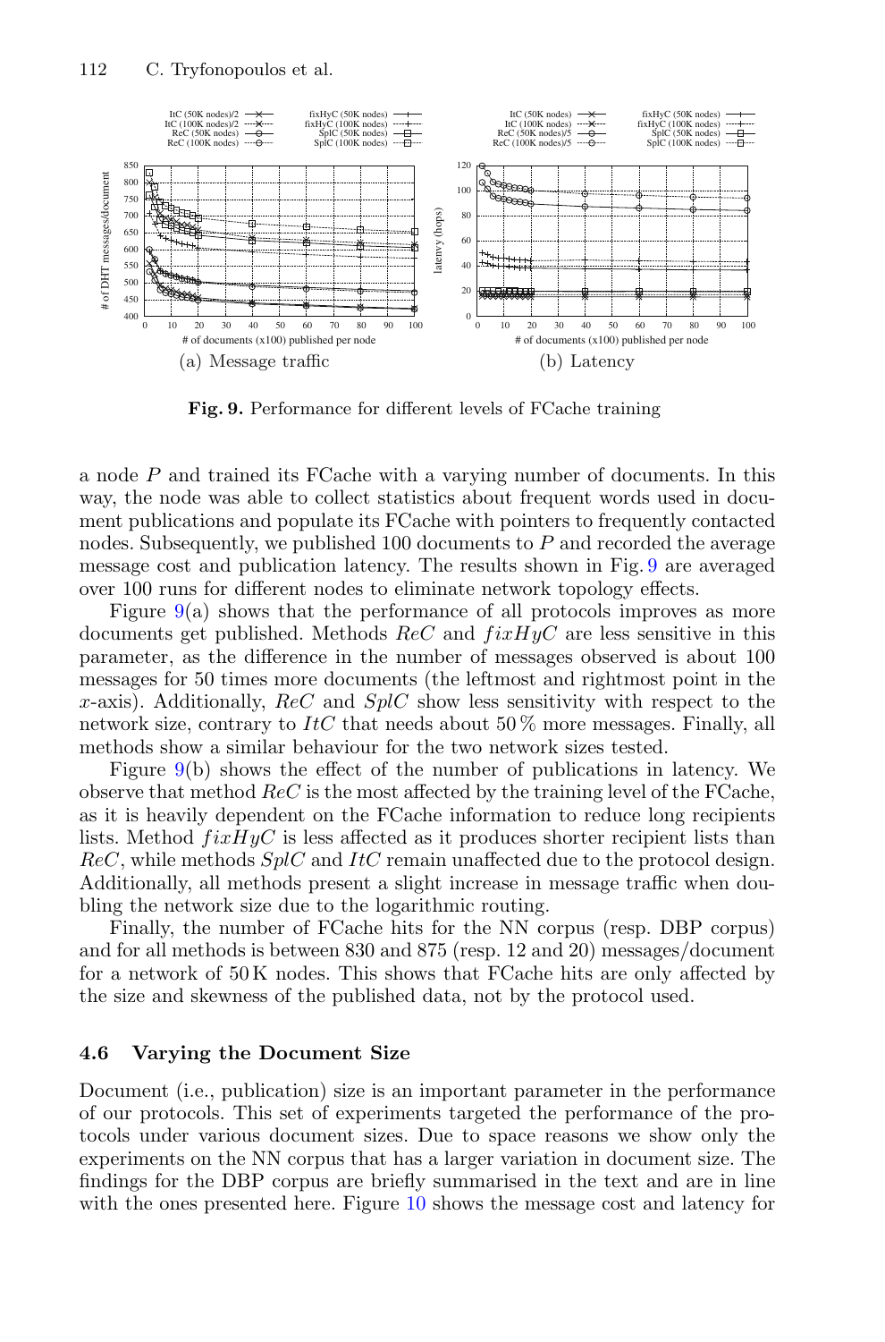(a) Message traffic

(b) Latency

**Fig. 9.** Performance for different levels of FCache training

a node $P$ and trained its FCache with a varying number of documents. In this way, the node was able to collect statistics about frequent words used in document publications and populate its FCache with pointers to frequently contacted nodes. Subsequently, we published 100 documents to $P$ and recorded the average message cost and publication latency. The results shown in Fig. 9 are averaged over 100 runs for different nodes to eliminate network topology effects.

Figure 9(a) shows that the performance of all protocols improves as more documents get published. Methods $ReC$ and $fixHyC$ are less sensitive in this parameter, as the difference in the number of messages observed is about 100 messages for 50 times more documents (the leftmost and rightmost point in the $x$-axis). Additionally, $ReC$ and $SplC$ show less sensitivity with respect to the network size, contrary to $ItC$ that needs about 50 % more messages. Finally, all methods show a similar behaviour for the two network sizes tested.

Figure 9(b) shows the effect of the number of publications in latency. We observe that method $ReC$ is the most affected by the training level of the FCache, as it is heavily dependent on the FCache information to reduce long recipients lists. Method $fixHyC$ is less affected as it produces shorter recipient lists than $ReC$, while methods $SplC$ and $ItC$ remain unaffected due to the protocol design. Additionally, all methods present a slight increase in message traffic when doubling the network size due to the logarithmic routing.

Finally, the number of FCache hits for the NN corpus (resp. DBP corpus) and for all methods is between 830 and 875 (resp. 12 and 20) messages/document for a network of 50 K nodes. This shows that FCache hits are only affected by the size and skewness of the published data, not by the protocol used.

### 4.6 Varying the Document Size

Document (i.e., publication) size is an important parameter in the performance of our protocols. This set of experiments targeted the performance of the protocols under various document sizes. Due to space reasons we show only the experiments on the NN corpus that has a larger variation in document size. The findings for the DBP corpus are briefly summarised in the text and are in line with the ones presented here. Figure 10 shows the message cost and latency for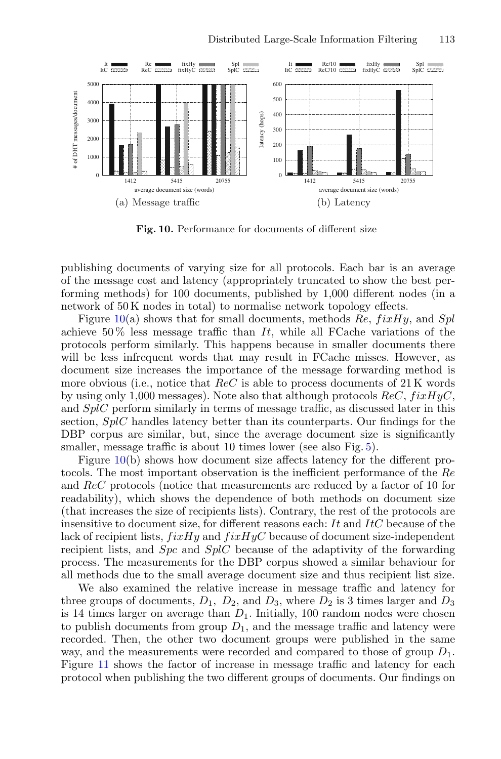Fig. 10. Performance for documents of different size

publishing documents of varying size for all protocols. Each bar is an average of the message cost and latency (appropriately truncated to show the best performing methods) for 100 documents, published by 1,000 different nodes (in a network of 50 K nodes in total) to normalise network topology effects.

Figure 10(a) shows that for small documents, methods *Re*, *fixHy*, and *Spl* achieve 50 % less message traffic than *It*, while all FCache variations of the protocols perform similarly. This happens because in smaller documents there will be less infrequent words that may result in FCache misses. However, as document size increases the importance of the message forwarding method is more obvious (i.e., notice that *ReC* is able to process documents of 21 K words by using only 1,000 messages). Note also that although protocols *ReC*, *fixHyC*, and *SplC* perform similarly in terms of message traffic, as discussed later in this section, *SplC* handles latency better than its counterparts. Our findings for the DBP corpus are similar, but, since the average document size is significantly smaller, message traffic is about 10 times lower (see also Fig. 5).

Figure 10(b) shows how document size affects latency for the different protocols. The most important observation is the inefficient performance of the *Re* and *ReC* protocols (notice that measurements are reduced by a factor of 10 for readability), which shows the dependence of both methods on document size (that increases the size of recipients lists). Contrary, the rest of the protocols are insensitive to document size, for different reasons each: *It* and *ItC* because of the lack of recipient lists, *fixHy* and *fixHyC* because of document size-independent recipient lists, and *Spc* and *SplC* because of the adaptivity of the forwarding process. The measurements for the DBP corpus showed a similar behaviour for all methods due to the small average document size and thus recipient list size.

We also examined the relative increase in message traffic and latency for three groups of documents, $D_1$, $D_2$, and $D_3$, where $D_2$ is 3 times larger and $D_3$ is 14 times larger on average than $D_1$. Initially, 100 random nodes were chosen to publish documents from group $D_1$, and the message traffic and latency were recorded. Then, the other two document groups were published in the same way, and the measurements were recorded and compared to those of group $D_1$. Figure 11 shows the factor of increase in message traffic and latency for each protocol when publishing the two different groups of documents. Our findings on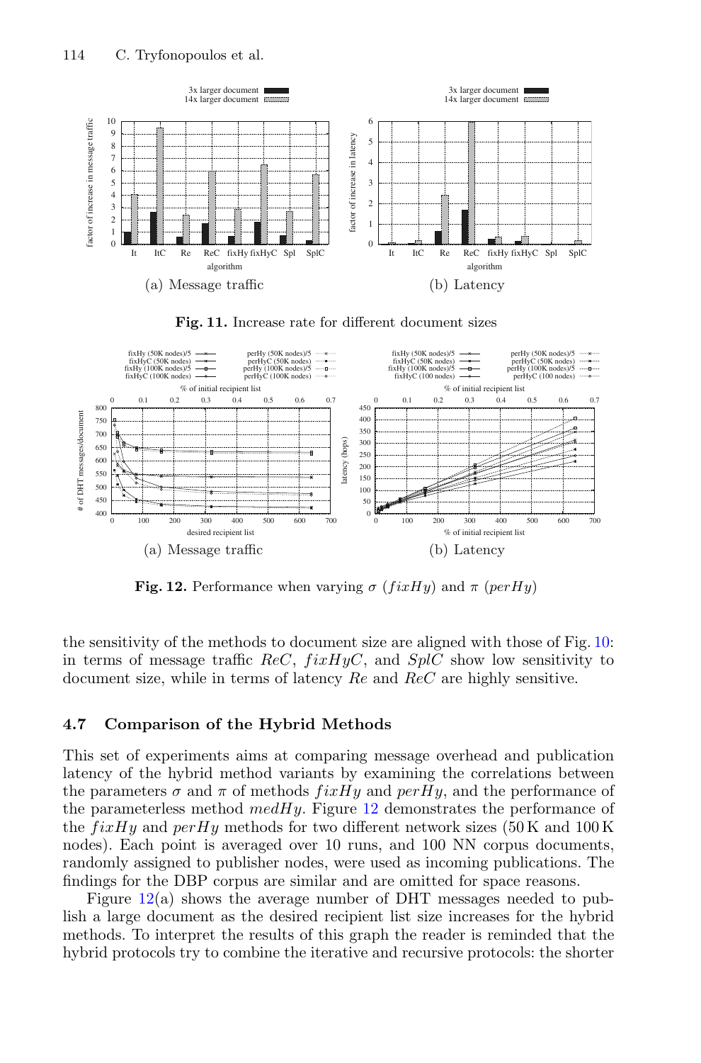**Fig. 11.** Increase rate for different document sizes

(a) Message traffic

(b) Latency

**Fig. 12.** Performance when varying $\sigma$ ($fixHy$) and $\pi$ ($perHy$)

(a) Message traffic

(b) Latency

the sensitivity of the methods to document size are aligned with those of Fig. 10: in terms of message traffic $ReC$, $fixHyC$, and $SplC$ show low sensitivity to document size, while in terms of latency $Re$ and $ReC$ are highly sensitive.

### 4.7 Comparison of the Hybrid Methods

This set of experiments aims at comparing message overhead and publication latency of the hybrid method variants by examining the correlations between the parameters $\sigma$ and $\pi$ of methods $fixHy$ and $perHy$, and the performance of the parameterless method $medHy$. Figure 12 demonstrates the performance of the $fixHy$ and $perHy$ methods for two different network sizes (50 K and 100 K nodes). Each point is averaged over 10 runs, and 100 NN corpus documents, randomly assigned to publisher nodes, were used as incoming publications. The findings for the DBP corpus are similar and are omitted for space reasons.

Figure 12(a) shows the average number of DHT messages needed to publish a large document as the desired recipient list size increases for the hybrid methods. To interpret the results of this graph the reader is reminded that the hybrid protocols try to combine the iterative and recursive protocols: the shorter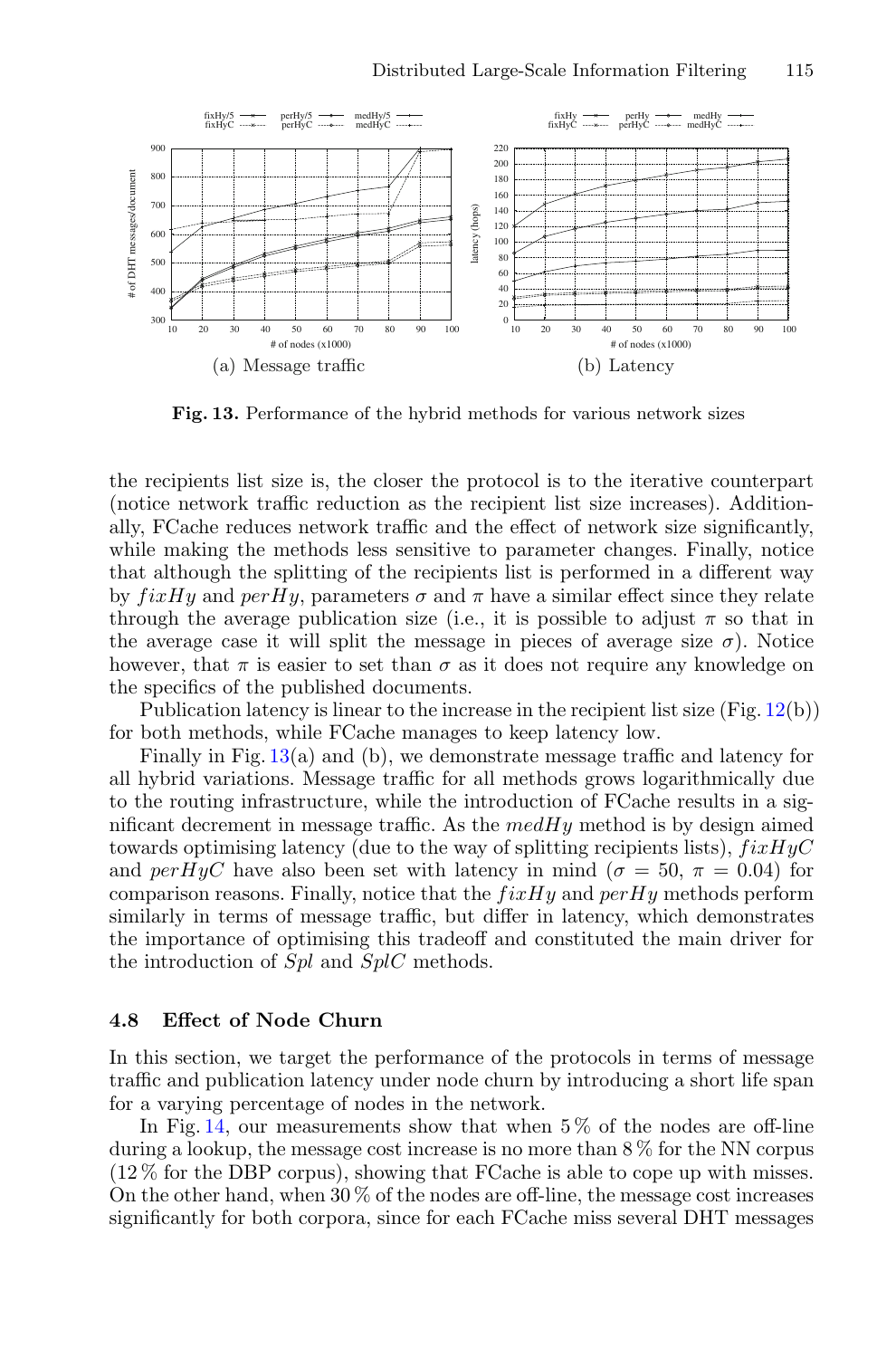(a) Message traffic

(b) Latency

**Fig. 13.** Performance of the hybrid methods for various network sizes

the recipients list size is, the closer the protocol is to the iterative counterpart (notice network traffic reduction as the recipient list size increases). Additionally, FCache reduces network traffic and the effect of network size significantly, while making the methods less sensitive to parameter changes. Finally, notice that although the splitting of the recipients list is performed in a different way by *fixHy* and *perHy*, parameters $\sigma$ and $\pi$ have a similar effect since they relate through the average publication size (i.e., it is possible to adjust $\pi$ so that in the average case it will split the message in pieces of average size $\sigma$). Notice however, that $\pi$ is easier to set than $\sigma$ as it does not require any knowledge on the specifics of the published documents.

Publication latency is linear to the increase in the recipient list size (Fig. 12(b)) for both methods, while FCache manages to keep latency low.

Finally in Fig. 13(a) and (b), we demonstrate message traffic and latency for all hybrid variations. Message traffic for all methods grows logarithmically due to the routing infrastructure, while the introduction of FCache results in a significant decrement in message traffic. As the *medHy* method is by design aimed towards optimising latency (due to the way of splitting recipients lists), *fixHyC* and *perHyC* have also been set with latency in mind ($\sigma = 50$, $\pi = 0.04$) for comparison reasons. Finally, notice that the *fixHy* and *perHy* methods perform similarly in terms of message traffic, but differ in latency, which demonstrates the importance of optimising this tradeoff and constituted the main driver for the introduction of *Spl* and *SplC* methods.

### 4.8 Effect of Node Churn

In this section, we target the performance of the protocols in terms of message traffic and publication latency under node churn by introducing a short life span for a varying percentage of nodes in the network.

In Fig. 14, our measurements show that when 5 % of the nodes are off-line during a lookup, the message cost increase is no more than 8 % for the NN corpus (12 % for the DBP corpus), showing that FCache is able to cope up with misses. On the other hand, when 30 % of the nodes are off-line, the message cost increases significantly for both corpora, since for each FCache miss several DHT messages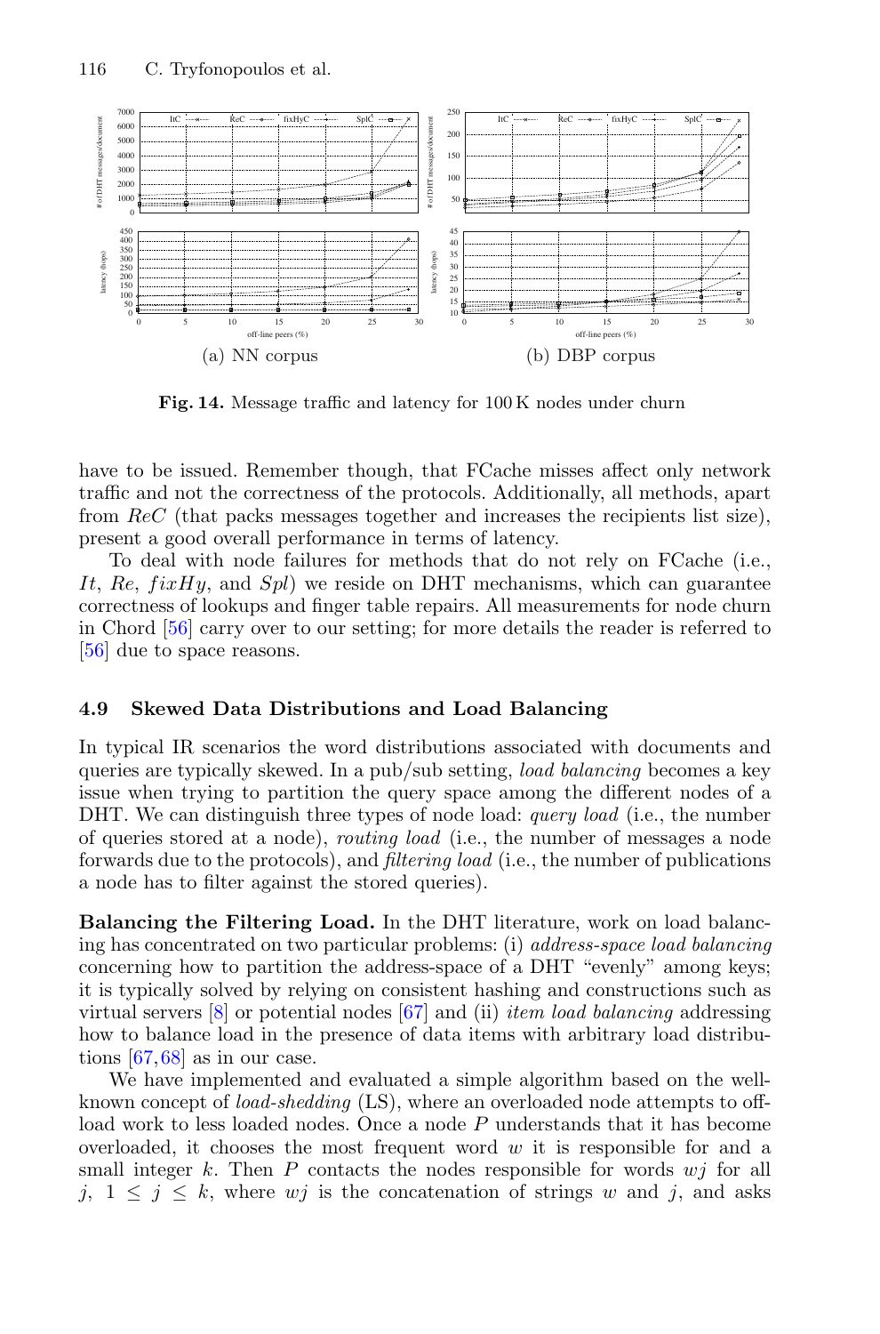(a) NN corpus

7000
6000
5000
4000
3000
2000
1000
0

# of DHT messages/document

ItC ReC fixHyC SplC

450
400
350
300
250
200
150
100
50
0

latency (hops)

0 5 10 15 20 25 30

off-line peers (%)

(b) DBP corpus

250
200
150
100
50

# of DHT messages/document

ItC ReC fixHyC SplC

45
40
35
30
25
20
15
10

latency (hops)

0 5 10 15 20 25 30

off-line peers (%)

**Fig. 14.** Message traffic and latency for 100 K nodes under churn

have to be issued. Remember though, that FCache misses affect only network traffic and not the correctness of the protocols. Additionally, all methods, apart from *ReC* (that packs messages together and increases the recipients list size), present a good overall performance in terms of latency.

To deal with node failures for methods that do not rely on FCache (i.e., *It*, *Re*, *fixHy*, and *Spl*) we reside on DHT mechanisms, which can guarantee correctness of lookups and finger table repairs. All measurements for node churn in Chord [56] carry over to our setting; for more details the reader is referred to [56] due to space reasons.

### 4.9 Skewed Data Distributions and Load Balancing

In typical IR scenarios the word distributions associated with documents and queries are typically skewed. In a pub/sub setting, *load balancing* becomes a key issue when trying to partition the query space among the different nodes of a DHT. We can distinguish three types of node load: *query load* (i.e., the number of queries stored at a node), *routing load* (i.e., the number of messages a node forwards due to the protocols), and *filtering load* (i.e., the number of publications a node has to filter against the stored queries).

**Balancing the Filtering Load.** In the DHT literature, work on load balancing has concentrated on two particular problems: (i) *address-space load balancing* concerning how to partition the address-space of a DHT "evenly" among keys; it is typically solved by relying on consistent hashing and constructions such as virtual servers [8] or potential nodes [67] and (ii) *item load balancing* addressing how to balance load in the presence of data items with arbitrary load distributions [67,68] as in our case.

We have implemented and evaluated a simple algorithm based on the well-known concept of *load-shedding* (LS), where an overloaded node attempts to offload work to less loaded nodes. Once a node $P$ understands that it has become overloaded, it chooses the most frequent word $w$ it is responsible for and a small integer $k$. Then $P$ contacts the nodes responsible for words $wj$ for all $j$, $1 \leq j \leq k$, where $wj$ is the concatenation of strings $w$ and $j$, and asks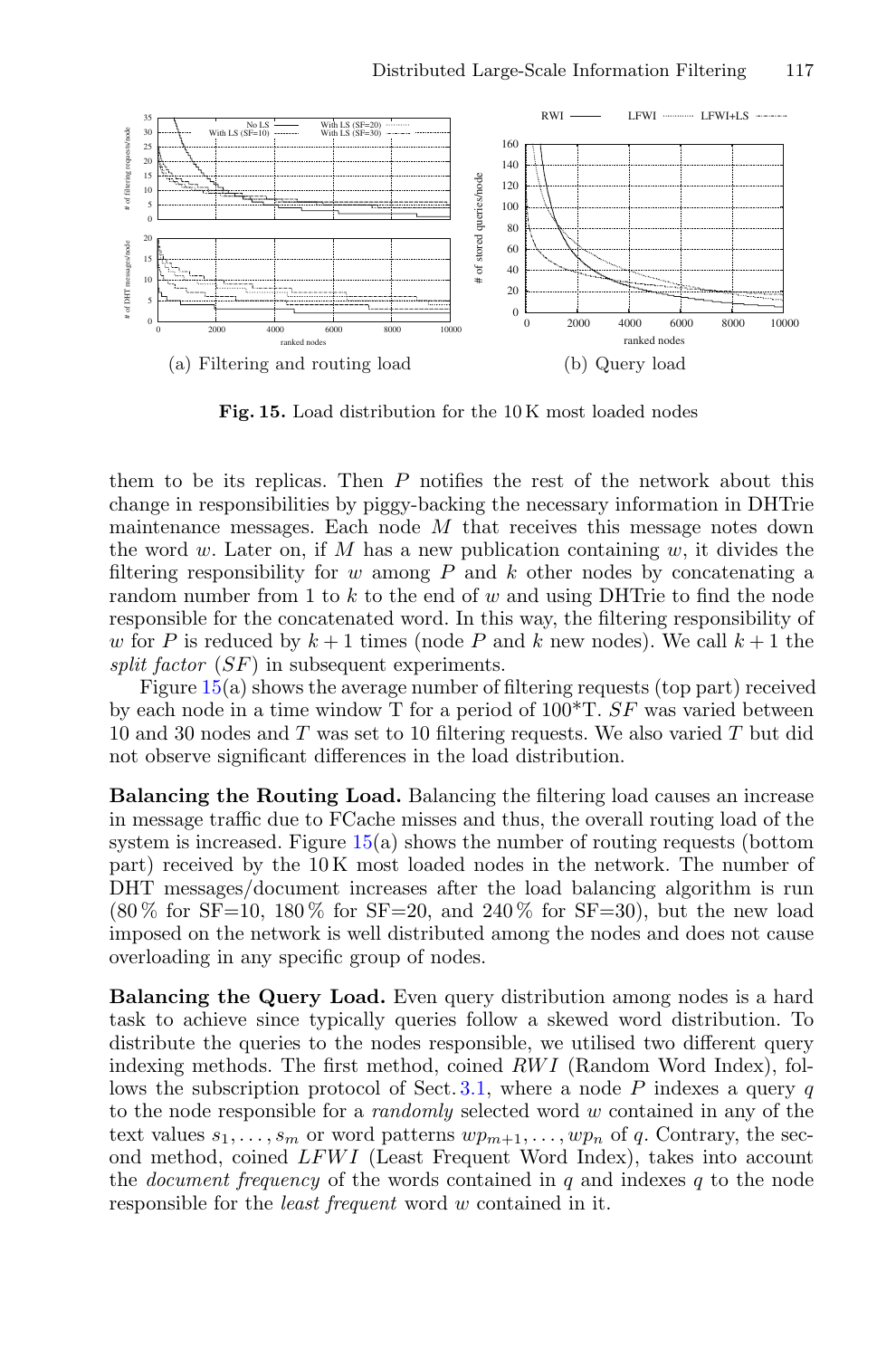(a) Filtering and routing load

(b) Query load

**Fig. 15.** Load distribution for the 10 K most loaded nodes

them to be its replicas. Then $P$ notifies the rest of the network about this change in responsibilities by piggy-backing the necessary information in DHTrie maintenance messages. Each node $M$ that receives this message notes down the word $w$. Later on, if $M$ has a new publication containing $w$, it divides the filtering responsibility for $w$ among $P$ and $k$ other nodes by concatenating a random number from 1 to $k$ to the end of $w$ and using DHTrie to find the node responsible for the concatenated word. In this way, the filtering responsibility of $w$ for $P$ is reduced by $k+1$ times (node $P$ and $k$ new nodes). We call $k+1$ the *split factor* ($SF$) in subsequent experiments.

Figure 15(a) shows the average number of filtering requests (top part) received by each node in a time window T for a period of 100*T. $SF$ was varied between 10 and 30 nodes and $T$ was set to 10 filtering requests. We also varied $T$ but did not observe significant differences in the load distribution.

**Balancing the Routing Load.** Balancing the filtering load causes an increase in message traffic due to FCache misses and thus, the overall routing load of the system is increased. Figure 15(a) shows the number of routing requests (bottom part) received by the 10 K most loaded nodes in the network. The number of DHT messages/document increases after the load balancing algorithm is run (80 % for SF=10, 180 % for SF=20, and 240 % for SF=30), but the new load imposed on the network is well distributed among the nodes and does not cause overloading in any specific group of nodes.

**Balancing the Query Load.** Even query distribution among nodes is a hard task to achieve since typically queries follow a skewed word distribution. To distribute the queries to the nodes responsible, we utilised two different query indexing methods. The first method, coined $RWI$ (Random Word Index), follows the subscription protocol of Sect. 3.1, where a node $P$ indexes a query $q$ to the node responsible for a *randomly* selected word $w$ contained in any of the text values $s_1, \ldots, s_m$ or word patterns $wp_{m+1}, \ldots, wp_n$ of $q$. Contrary, the second method, coined $LFWI$ (Least Frequent Word Index), takes into account the *document frequency* of the words contained in $q$ and indexes $q$ to the node responsible for the *least frequent* word $w$ contained in it.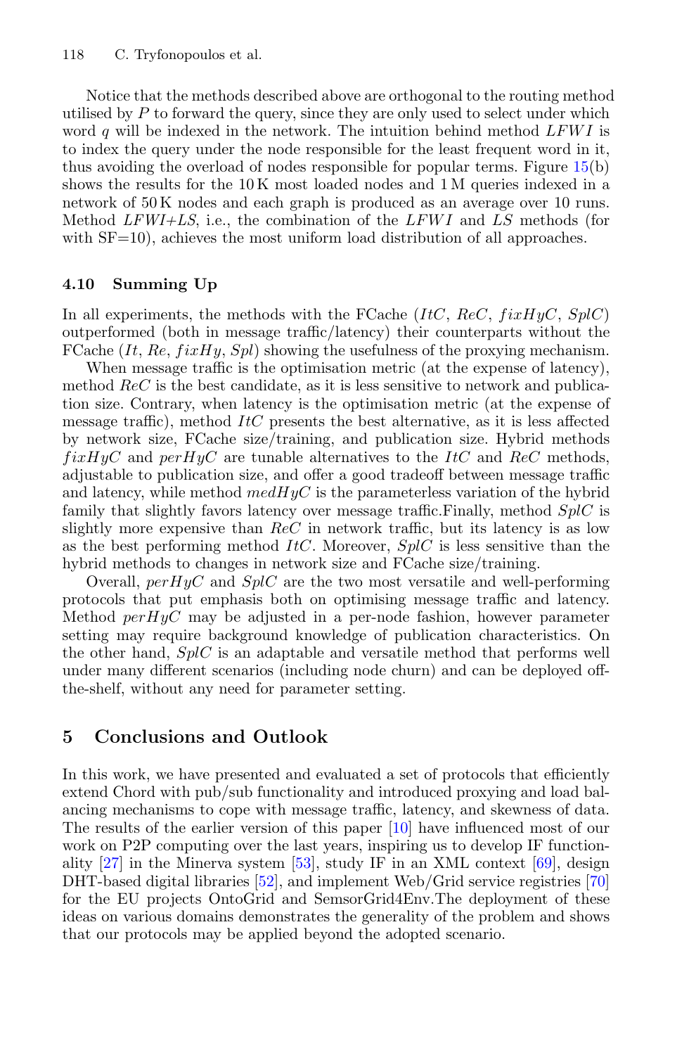Notice that the methods described above are orthogonal to the routing method utilised by $P$ to forward the query, since they are only used to select under which word $q$ will be indexed in the network. The intuition behind method $LFWI$ is to index the query under the node responsible for the least frequent word in it, thus avoiding the overload of nodes responsible for popular terms. Figure 15(b) shows the results for the 10 K most loaded nodes and 1 M queries indexed in a network of 50 K nodes and each graph is produced as an average over 10 runs. Method *LFWI+LS*, i.e., the combination of the $LFWI$ and $LS$ methods (for with SF=10), achieves the most uniform load distribution of all approaches.

### 4.10 Summing Up

In all experiments, the methods with the FCache ($ItC$, $ReC$, $fixHyC$, $SplC$) outperformed (both in message traffic/latency) their counterparts without the FCache ($It$, $Re$, $fixHy$, $Spl$) showing the usefulness of the proxying mechanism.

When message traffic is the optimisation metric (at the expense of latency), method $ReC$ is the best candidate, as it is less sensitive to network and publication size. Contrary, when latency is the optimisation metric (at the expense of message traffic), method $ItC$ presents the best alternative, as it is less affected by network size, FCache size/training, and publication size. Hybrid methods $fixHyC$ and $perHyC$ are tunable alternatives to the $ItC$ and $ReC$ methods, adjustable to publication size, and offer a good tradeoff between message traffic and latency, while method $medHyC$ is the parameterless variation of the hybrid family that slightly favors latency over message traffic.Finally, method $SplC$ is slightly more expensive than $ReC$ in network traffic, but its latency is as low as the best performing method $ItC$. Moreover, $SplC$ is less sensitive than the hybrid methods to changes in network size and FCache size/training.

Overall, $perHyC$ and $SplC$ are the two most versatile and well-performing protocols that put emphasis both on optimising message traffic and latency. Method $perHyC$ may be adjusted in a per-node fashion, however parameter setting may require background knowledge of publication characteristics. On the other hand, $SplC$ is an adaptable and versatile method that performs well under many different scenarios (including node churn) and can be deployed off-the-shelf, without any need for parameter setting.

## 5 Conclusions and Outlook

In this work, we have presented and evaluated a set of protocols that efficiently extend Chord with pub/sub functionality and introduced proxying and load balancing mechanisms to cope with message traffic, latency, and skewness of data. The results of the earlier version of this paper [10] have influenced most of our work on P2P computing over the last years, inspiring us to develop IF functionality [27] in the Minerva system [53], study IF in an XML context [69], design DHT-based digital libraries [52], and implement Web/Grid service registries [70] for the EU projects OntoGrid and SemsorGrid4Env.The deployment of these ideas on various domains demonstrates the generality of the problem and shows that our protocols may be applied beyond the adopted scenario.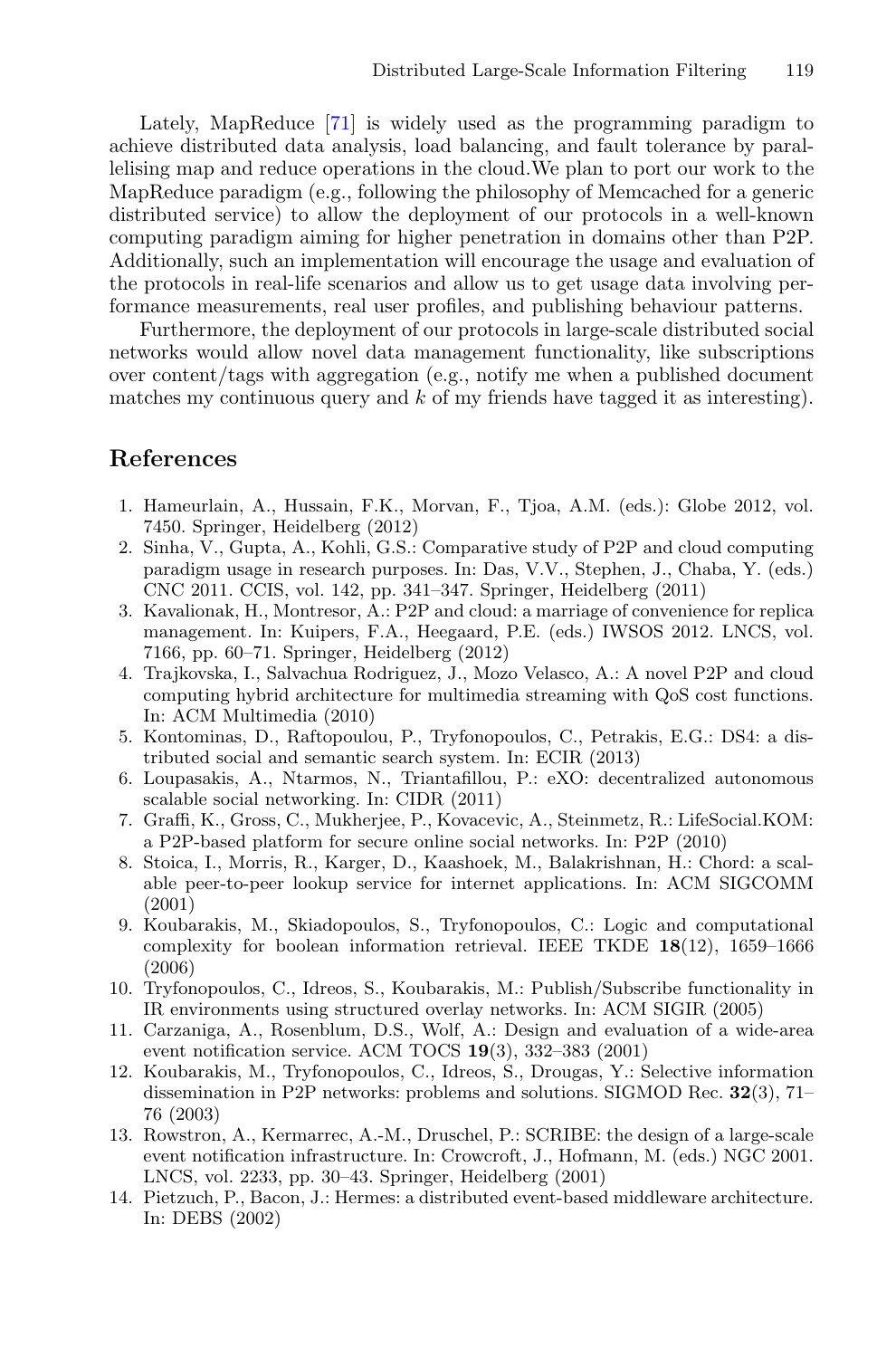Lately, MapReduce [71] is widely used as the programming paradigm to achieve distributed data analysis, load balancing, and fault tolerance by parallelising map and reduce operations in the cloud.We plan to port our work to the MapReduce paradigm (e.g., following the philosophy of Memcached for a generic distributed service) to allow the deployment of our protocols in a well-known computing paradigm aiming for higher penetration in domains other than P2P. Additionally, such an implementation will encourage the usage and evaluation of the protocols in real-life scenarios and allow us to get usage data involving performance measurements, real user profiles, and publishing behaviour patterns.

Furthermore, the deployment of our protocols in large-scale distributed social networks would allow novel data management functionality, like subscriptions over content/tags with aggregation (e.g., notify me when a published document matches my continuous query and $k$ of my friends have tagged it as interesting).

## References

1. Hameurlain, A., Hussain, F.K., Morvan, F., Tjoa, A.M. (eds.): Globe 2012, vol. 7450. Springer, Heidelberg (2012)
2. Sinha, V., Gupta, A., Kohli, G.S.: Comparative study of P2P and cloud computing paradigm usage in research purposes. In: Das, V.V., Stephen, J., Chaba, Y. (eds.) CNC 2011. CCIS, vol. 142, pp. 341–347. Springer, Heidelberg (2011)
3. Kavalionak, H., Montresor, A.: P2P and cloud: a marriage of convenience for replica management. In: Kuipers, F.A., Heegaard, P.E. (eds.) IWSOS 2012. LNCS, vol. 7166, pp. 60–71. Springer, Heidelberg (2012)
4. Trajkovska, I., Salvachua Rodriguez, J., Mozo Velasco, A.: A novel P2P and cloud computing hybrid architecture for multimedia streaming with QoS cost functions. In: ACM Multimedia (2010)
5. Kontominas, D., Raftopoulou, P., Tryfonopoulos, C., Petrakis, E.G.: DS4: a distributed social and semantic search system. In: ECIR (2013)
6. Loupasakis, A., Ntarmos, N., Triantafillou, P.: eXO: decentralized autonomous scalable social networking. In: CIDR (2011)
7. Graffi, K., Gross, C., Mukherjee, P., Kovacevic, A., Steinmetz, R.: LifeSocial.KOM: a P2P-based platform for secure online social networks. In: P2P (2010)
8. Stoica, I., Morris, R., Karger, D., Kaashoek, M., Balakrishnan, H.: Chord: a scalable peer-to-peer lookup service for internet applications. In: ACM SIGCOMM (2001)
9. Koubarakis, M., Skiadopoulos, S., Tryfonopoulos, C.: Logic and computational complexity for boolean information retrieval. IEEE TKDE **18**(12), 1659–1666 (2006)
10. Tryfonopoulos, C., Idreos, S., Koubarakis, M.: Publish/Subscribe functionality in IR environments using structured overlay networks. In: ACM SIGIR (2005)
11. Carzaniga, A., Rosenblum, D.S., Wolf, A.: Design and evaluation of a wide-area event notification service. ACM TOCS **19**(3), 332–383 (2001)
12. Koubarakis, M., Tryfonopoulos, C., Idreos, S., Drougas, Y.: Selective information dissemination in P2P networks: problems and solutions. SIGMOD Rec. **32**(3), 71–76 (2003)
13. Rowstron, A., Kermarrec, A.-M., Druschel, P.: SCRIBE: the design of a large-scale event notification infrastructure. In: Crowcroft, J., Hofmann, M. (eds.) NGC 2001. LNCS, vol. 2233, pp. 30–43. Springer, Heidelberg (2001)
14. Pietzuch, P., Bacon, J.: Hermes: a distributed event-based middleware architecture. In: DEBS (2002)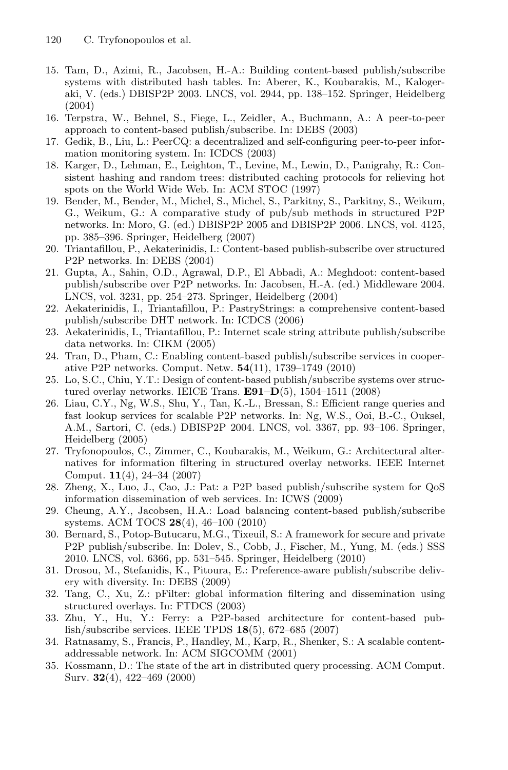15. Tam, D., Azimi, R., Jacobsen, H.-A.: Building content-based publish/subscribe systems with distributed hash tables. In: Aberer, K., Koubarakis, M., Kalogeraki, V. (eds.) DBISP2P 2003. LNCS, vol. 2944, pp. 138–152. Springer, Heidelberg (2004)
16. Terpstra, W., Behnel, S., Fiege, L., Zeidler, A., Buchmann, A.: A peer-to-peer approach to content-based publish/subscribe. In: DEBS (2003)
17. Gedik, B., Liu, L.: PeerCQ: a decentralized and self-configuring peer-to-peer information monitoring system. In: ICDCS (2003)
18. Karger, D., Lehman, E., Leighton, T., Levine, M., Lewin, D., Panigrahy, R.: Consistent hashing and random trees: distributed caching protocols for relieving hot spots on the World Wide Web. In: ACM STOC (1997)
19. Bender, M., Bender, M., Michel, S., Michel, S., Parkitny, S., Parkitny, S., Weikum, G., Weikum, G.: A comparative study of pub/sub methods in structured P2P networks. In: Moro, G. (ed.) DBISP2P 2005 and DBISP2P 2006. LNCS, vol. 4125, pp. 385–396. Springer, Heidelberg (2007)
20. Triantafillou, P., Aekaterinidis, I.: Content-based publish-subscribe over structured P2P networks. In: DEBS (2004)
21. Gupta, A., Sahin, O.D., Agrawal, D.P., El Abbadi, A.: Meghdoot: content-based publish/subscribe over P2P networks. In: Jacobsen, H.-A. (ed.) Middleware 2004. LNCS, vol. 3231, pp. 254–273. Springer, Heidelberg (2004)
22. Aekaterinidis, I., Triantafillou, P.: PastryStrings: a comprehensive content-based publish/subscribe DHT network. In: ICDCS (2006)
23. Aekaterinidis, I., Triantafillou, P.: Internet scale string attribute publish/subscribe data networks. In: CIKM (2005)
24. Tran, D., Pham, C.: Enabling content-based publish/subscribe services in cooperative P2P networks. Comput. Netw. **54**(11), 1739–1749 (2010)
25. Lo, S.C., Chiu, Y.T.: Design of content-based publish/subscribe systems over structured overlay networks. IEICE Trans. **E91–D**(5), 1504–1511 (2008)
26. Liau, C.Y., Ng, W.S., Shu, Y., Tan, K.-L., Bressan, S.: Efficient range queries and fast lookup services for scalable P2P networks. In: Ng, W.S., Ooi, B.-C., Ouksel, A.M., Sartori, C. (eds.) DBISP2P 2004. LNCS, vol. 3367, pp. 93–106. Springer, Heidelberg (2005)
27. Tryfonopoulos, C., Zimmer, C., Koubarakis, M., Weikum, G.: Architectural alternatives for information filtering in structured overlay networks. IEEE Internet Comput. **11**(4), 24–34 (2007)
28. Zheng, X., Luo, J., Cao, J.: Pat: a P2P based publish/subscribe system for QoS information dissemination of web services. In: ICWS (2009)
29. Cheung, A.Y., Jacobsen, H.A.: Load balancing content-based publish/subscribe systems. ACM TOCS **28**(4), 46–100 (2010)
30. Bernard, S., Potop-Butucaru, M.G., Tixeuil, S.: A framework for secure and private P2P publish/subscribe. In: Dolev, S., Cobb, J., Fischer, M., Yung, M. (eds.) SSS 2010. LNCS, vol. 6366, pp. 531–545. Springer, Heidelberg (2010)
31. Drosou, M., Stefanidis, K., Pitoura, E.: Preference-aware publish/subscribe delivery with diversity. In: DEBS (2009)
32. Tang, C., Xu, Z.: pFilter: global information filtering and dissemination using structured overlays. In: FTDCS (2003)
33. Zhu, Y., Hu, Y.: Ferry: a P2P-based architecture for content-based publish/subscribe services. IEEE TPDS **18**(5), 672–685 (2007)
34. Ratnasamy, S., Francis, P., Handley, M., Karp, R., Shenker, S.: A scalable content-addressable network. In: ACM SIGCOMM (2001)
35. Kossmann, D.: The state of the art in distributed query processing. ACM Comput. Surv. **32**(4), 422–469 (2000)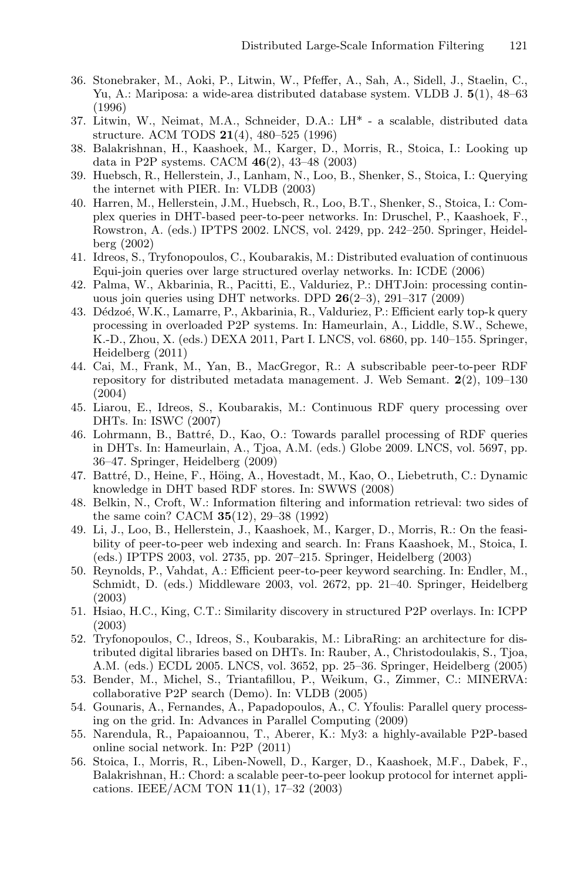36. Stonebraker, M., Aoki, P., Litwin, W., Pfeffer, A., Sah, A., Sidell, J., Staelin, C., Yu, A.: Mariposa: a wide-area distributed database system. VLDB J. **5**(1), 48–63 (1996)
37. Litwin, W., Neimat, M.A., Schneider, D.A.: LH* - a scalable, distributed data structure. ACM TODS **21**(4), 480–525 (1996)
38. Balakrishnan, H., Kaashoek, M., Karger, D., Morris, R., Stoica, I.: Looking up data in P2P systems. CACM **46**(2), 43–48 (2003)
39. Huebsch, R., Hellerstein, J., Lanham, N., Loo, B., Shenker, S., Stoica, I.: Querying the internet with PIER. In: VLDB (2003)
40. Harren, M., Hellerstein, J.M., Huebsch, R., Loo, B.T., Shenker, S., Stoica, I.: Complex queries in DHT-based peer-to-peer networks. In: Druschel, P., Kaashoek, F., Rowstron, A. (eds.) IPTPS 2002. LNCS, vol. 2429, pp. 242–250. Springer, Heidelberg (2002)
41. Idreos, S., Tryfonopoulos, C., Koubarakis, M.: Distributed evaluation of continuous Equi-join queries over large structured overlay networks. In: ICDE (2006)
42. Palma, W., Akbarinia, R., Pacitti, E., Valduriez, P.: DHTJoin: processing continuous join queries using DHT networks. DPD **26**(2–3), 291–317 (2009)
43. Dédzoé, W.K., Lamarre, P., Akbarinia, R., Valduriez, P.: Efficient early top-k query processing in overloaded P2P systems. In: Hameurlain, A., Liddle, S.W., Schewe, K.-D., Zhou, X. (eds.) DEXA 2011, Part I. LNCS, vol. 6860, pp. 140–155. Springer, Heidelberg (2011)
44. Cai, M., Frank, M., Yan, B., MacGregor, R.: A subscribable peer-to-peer RDF repository for distributed metadata management. J. Web Semant. **2**(2), 109–130 (2004)
45. Liarou, E., Idreos, S., Koubarakis, M.: Continuous RDF query processing over DHTs. In: ISWC (2007)
46. Lohrmann, B., Battré, D., Kao, O.: Towards parallel processing of RDF queries in DHTs. In: Hameurlain, A., Tjoa, A.M. (eds.) Globe 2009. LNCS, vol. 5697, pp. 36–47. Springer, Heidelberg (2009)
47. Battré, D., Heine, F., Höing, A., Hovestadt, M., Kao, O., Liebetruth, C.: Dynamic knowledge in DHT based RDF stores. In: SWWS (2008)
48. Belkin, N., Croft, W.: Information filtering and information retrieval: two sides of the same coin? CACM **35**(12), 29–38 (1992)
49. Li, J., Loo, B., Hellerstein, J., Kaashoek, M., Karger, D., Morris, R.: On the feasibility of peer-to-peer web indexing and search. In: Frans Kaashoek, M., Stoica, I. (eds.) IPTPS 2003, vol. 2735, pp. 207–215. Springer, Heidelberg (2003)
50. Reynolds, P., Vahdat, A.: Efficient peer-to-peer keyword searching. In: Endler, M., Schmidt, D. (eds.) Middleware 2003, vol. 2672, pp. 21–40. Springer, Heidelberg (2003)
51. Hsiao, H.C., King, C.T.: Similarity discovery in structured P2P overlays. In: ICPP (2003)
52. Tryfonopoulos, C., Idreos, S., Koubarakis, M.: LibraRing: an architecture for distributed digital libraries based on DHTs. In: Rauber, A., Christodoulakis, S., Tjoa, A.M. (eds.) ECDL 2005. LNCS, vol. 3652, pp. 25–36. Springer, Heidelberg (2005)
53. Bender, M., Michel, S., Triantafillou, P., Weikum, G., Zimmer, C.: MINERVA: collaborative P2P search (Demo). In: VLDB (2005)
54. Gounaris, A., Fernandes, A., Papadopoulos, A., C. Yfoulis: Parallel query processing on the grid. In: Advances in Parallel Computing (2009)
55. Narendula, R., Papaioannou, T., Aberer, K.: My3: a highly-available P2P-based online social network. In: P2P (2011)
56. Stoica, I., Morris, R., Liben-Nowell, D., Karger, D., Kaashoek, M.F., Dabek, F., Balakrishnan, H.: Chord: a scalable peer-to-peer lookup protocol for internet applications. IEEE/ACM TON **11**(1), 17–32 (2003)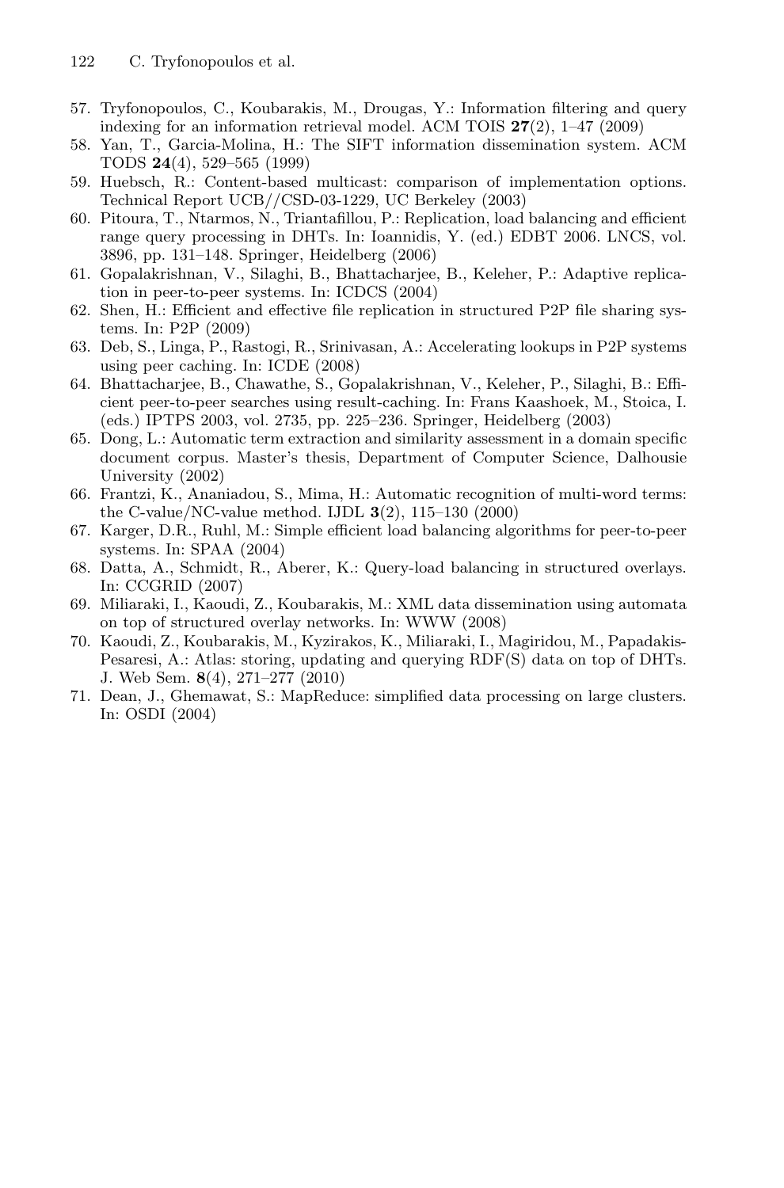57. Tryfonopoulos, C., Koubarakis, M., Drougas, Y.: Information filtering and query indexing for an information retrieval model. ACM TOIS **27**(2), 1–47 (2009)
58. Yan, T., Garcia-Molina, H.: The SIFT information dissemination system. ACM TODS **24**(4), 529–565 (1999)
59. Huebsch, R.: Content-based multicast: comparison of implementation options. Technical Report UCB//CSD-03-1229, UC Berkeley (2003)
60. Pitoura, T., Ntarmos, N., Triantafillou, P.: Replication, load balancing and efficient range query processing in DHTs. In: Ioannidis, Y. (ed.) EDBT 2006. LNCS, vol. 3896, pp. 131–148. Springer, Heidelberg (2006)
61. Gopalakrishnan, V., Silaghi, B., Bhattacharjee, B., Keleher, P.: Adaptive replication in peer-to-peer systems. In: ICDCS (2004)
62. Shen, H.: Efficient and effective file replication in structured P2P file sharing systems. In: P2P (2009)
63. Deb, S., Linga, P., Rastogi, R., Srinivasan, A.: Accelerating lookups in P2P systems using peer caching. In: ICDE (2008)
64. Bhattacharjee, B., Chawathe, S., Gopalakrishnan, V., Keleher, P., Silaghi, B.: Efficient peer-to-peer searches using result-caching. In: Frans Kaashoek, M., Stoica, I. (eds.) IPTPS 2003, vol. 2735, pp. 225–236. Springer, Heidelberg (2003)
65. Dong, L.: Automatic term extraction and similarity assessment in a domain specific document corpus. Master's thesis, Department of Computer Science, Dalhousie University (2002)
66. Frantzi, K., Ananiadou, S., Mima, H.: Automatic recognition of multi-word terms: the C-value/NC-value method. IJDL **3**(2), 115–130 (2000)
67. Karger, D.R., Ruhl, M.: Simple efficient load balancing algorithms for peer-to-peer systems. In: SPAA (2004)
68. Datta, A., Schmidt, R., Aberer, K.: Query-load balancing in structured overlays. In: CCGRID (2007)
69. Miliaraki, I., Kaoudi, Z., Koubarakis, M.: XML data dissemination using automata on top of structured overlay networks. In: WWW (2008)
70. Kaoudi, Z., Koubarakis, M., Kyzirakos, K., Miliaraki, I., Magiridou, M., Papadakis-Pesaresi, A.: Atlas: storing, updating and querying RDF(S) data on top of DHTs. J. Web Sem. **8**(4), 271–277 (2010)
71. Dean, J., Ghemawat, S.: MapReduce: simplified data processing on large clusters. In: OSDI (2004)